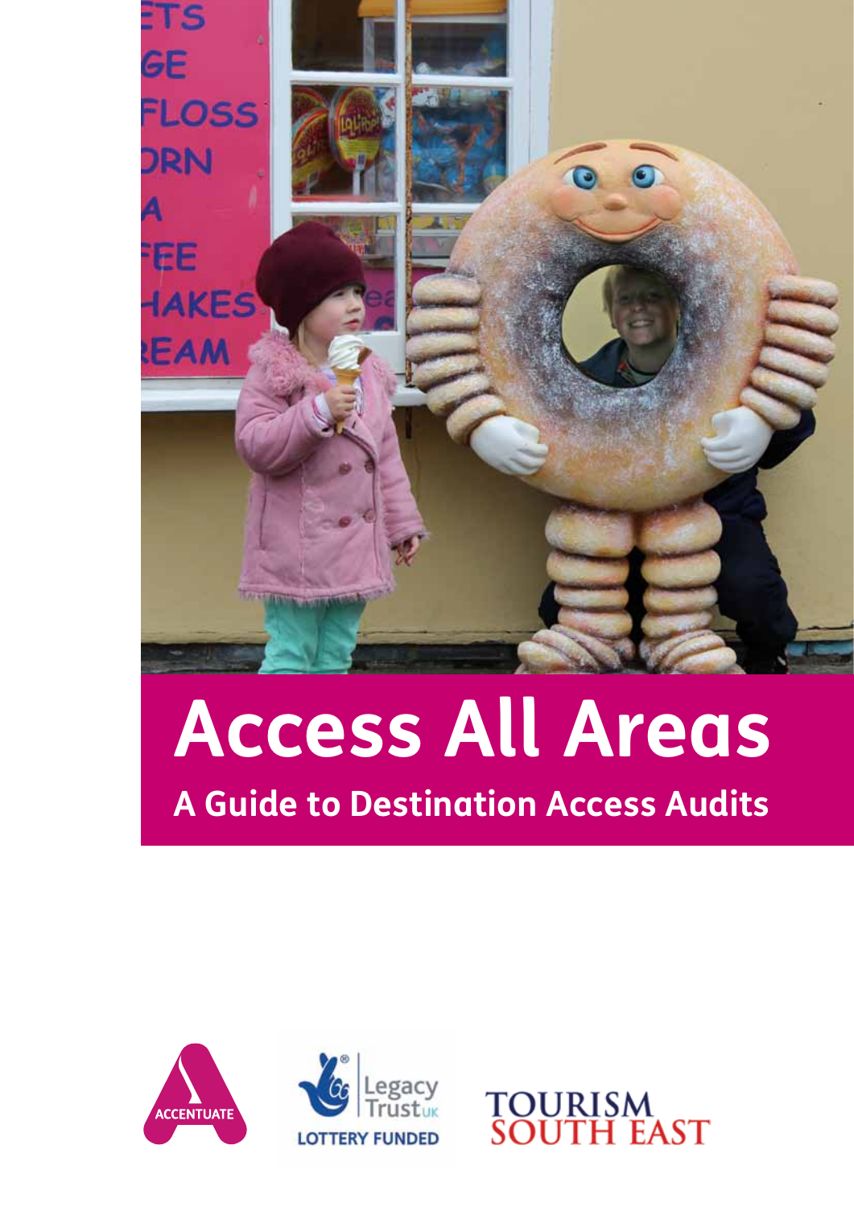# Access All Areas

## A Guide to Destination Access Audits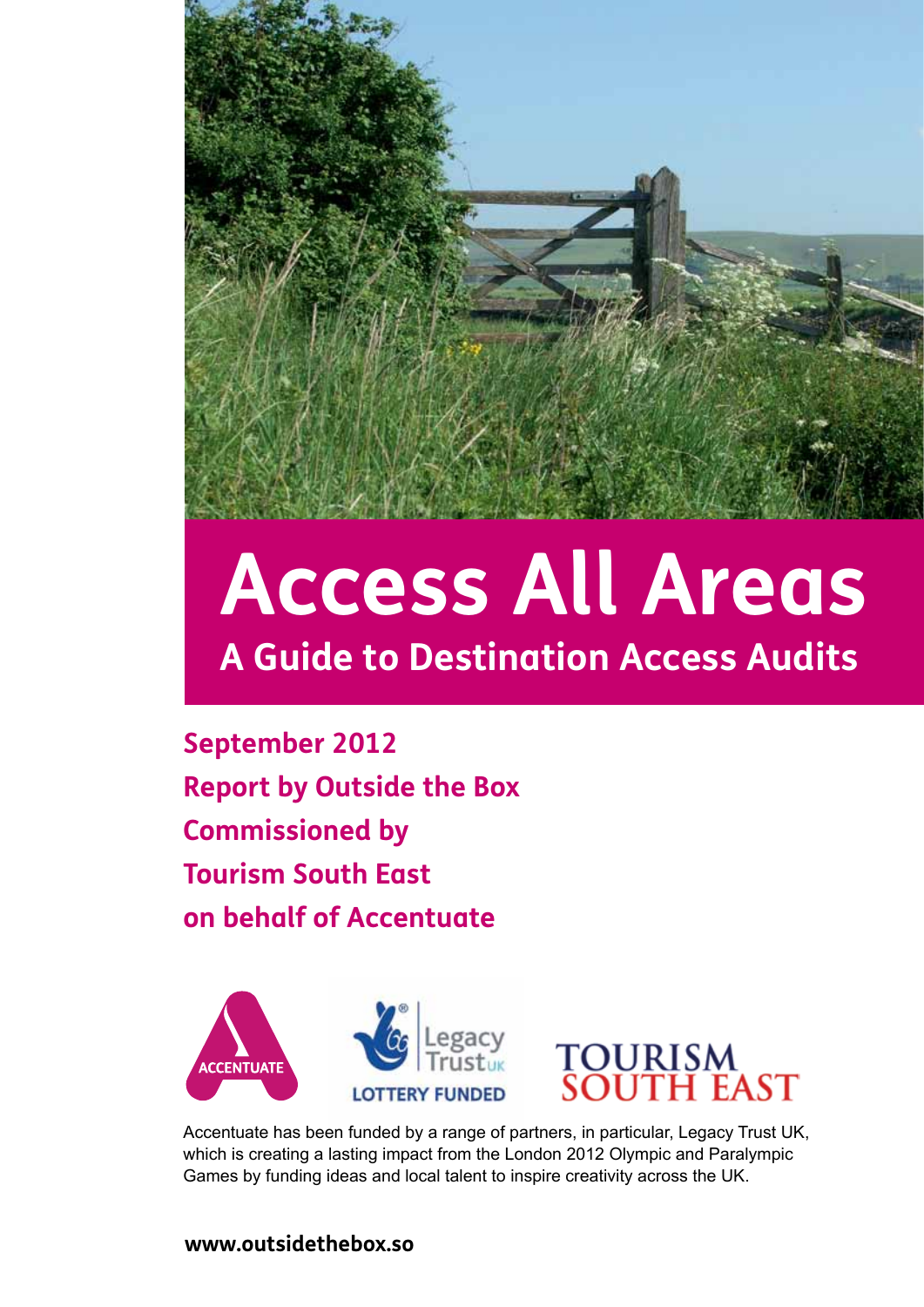# Access All Areas

## A Guide to Destination Access Audits

**September 2012**
**Report by Outside the Box**
**Commissioned by**
**Tourism South East**
**on behalf of Accentuate**

Accentuate has been funded by a range of partners, in particular, Legacy Trust UK, which is creating a lasting impact from the London 2012 Olympic and Paralympic Games by funding ideas and local talent to inspire creativity across the UK.

**www.outsidethebox.so**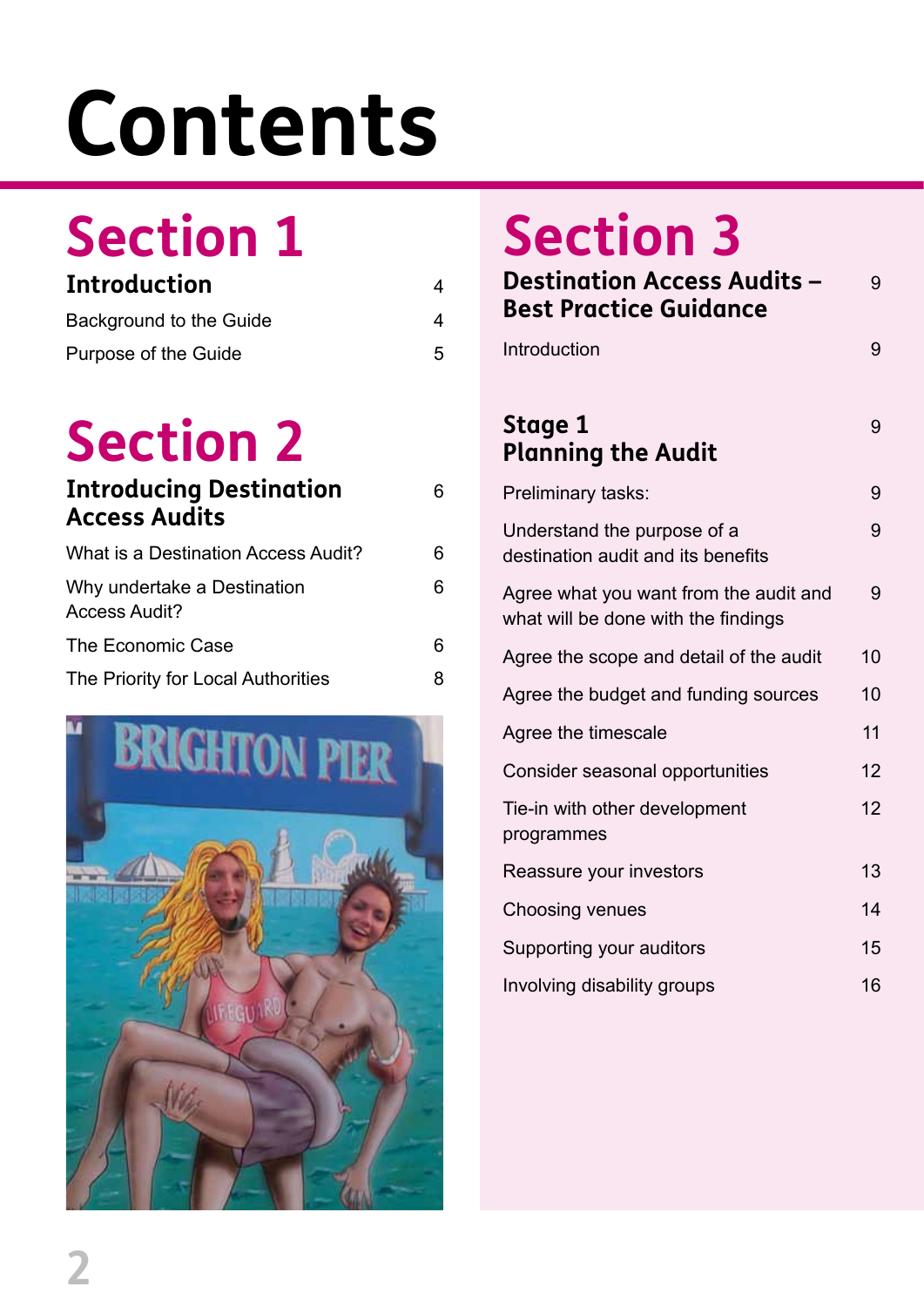# Contents

## Section 1

| | |
|---|---|
| **Introduction** | 4 |
| Background to the Guide | 4 |
| Purpose of the Guide | 5 |

## Section 2

| | |
|---|---|
| **Introducing Destination Access Audits** | 6 |
| What is a Destination Access Audit? | 6 |
| Why undertake a Destination Access Audit? | 6 |
| The Economic Case | 6 |
| The Priority for Local Authorities | 8 |

## Section 3

| | |
|---|---|
| **Destination Access Audits – Best Practice Guidance** | 9 |
| Introduction | 9 |
| **Stage 1 Planning the Audit** | 9 |
| Preliminary tasks: | 9 |
| Understand the purpose of a destination audit and its benefits | 9 |
| Agree what you want from the audit and what will be done with the findings | 9 |
| Agree the scope and detail of the audit | 10 |
| Agree the budget and funding sources | 10 |
| Agree the timescale | 11 |
| Consider seasonal opportunities | 12 |
| Tie-in with other development programmes | 12 |
| Reassure your investors | 13 |
| Choosing venues | 14 |
| Supporting your auditors | 15 |
| Involving disability groups | 16 |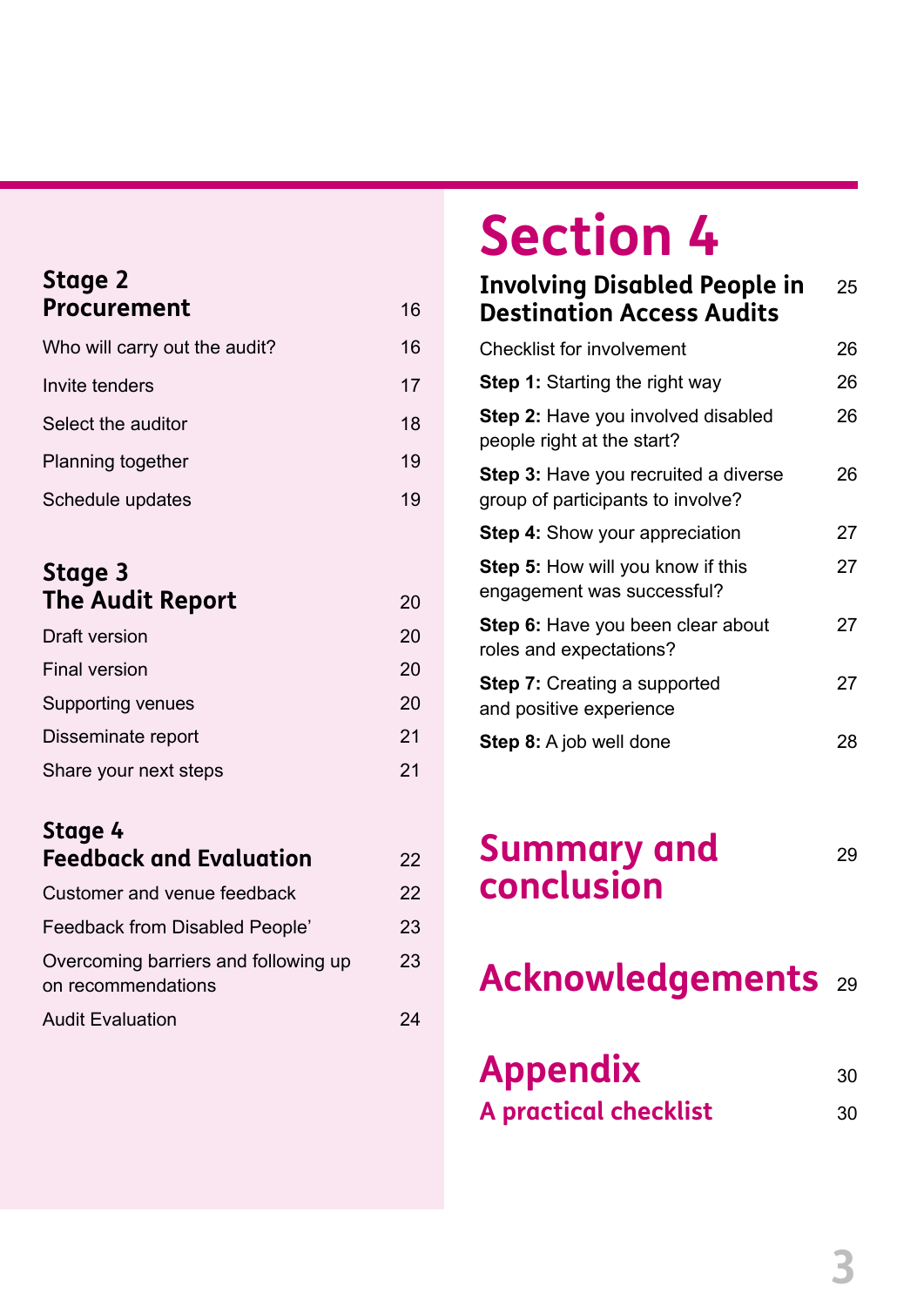## Stage 2 Procurement — 16

- Who will carry out the audit? — 16
- Invite tenders — 17
- Select the auditor — 18
- Planning together — 19
- Schedule updates — 19

## Stage 3 The Audit Report — 20

- Draft version — 20
- Final version — 20
- Supporting venues — 20
- Disseminate report — 21
- Share your next steps — 21

## Stage 4 Feedback and Evaluation — 22

- Customer and venue feedback — 22
- Feedback from Disabled People' — 23
- Overcoming barriers and following up on recommendations — 23
- Audit Evaluation — 24

# Section 4

## Involving Disabled People in Destination Access Audits — 25

- Checklist for involvement — 26
- **Step 1:** Starting the right way — 26
- **Step 2:** Have you involved disabled people right at the start? — 26
- **Step 3:** Have you recruited a diverse group of participants to involve? — 26
- **Step 4:** Show your appreciation — 27
- **Step 5:** How will you know if this engagement was successful? — 27
- **Step 6:** Have you been clear about roles and expectations? — 27
- **Step 7:** Creating a supported and positive experience — 27
- **Step 8:** A job well done — 28

# Summary and conclusion — 29

# Acknowledgements — 29

# Appendix — 30

## A practical checklist — 30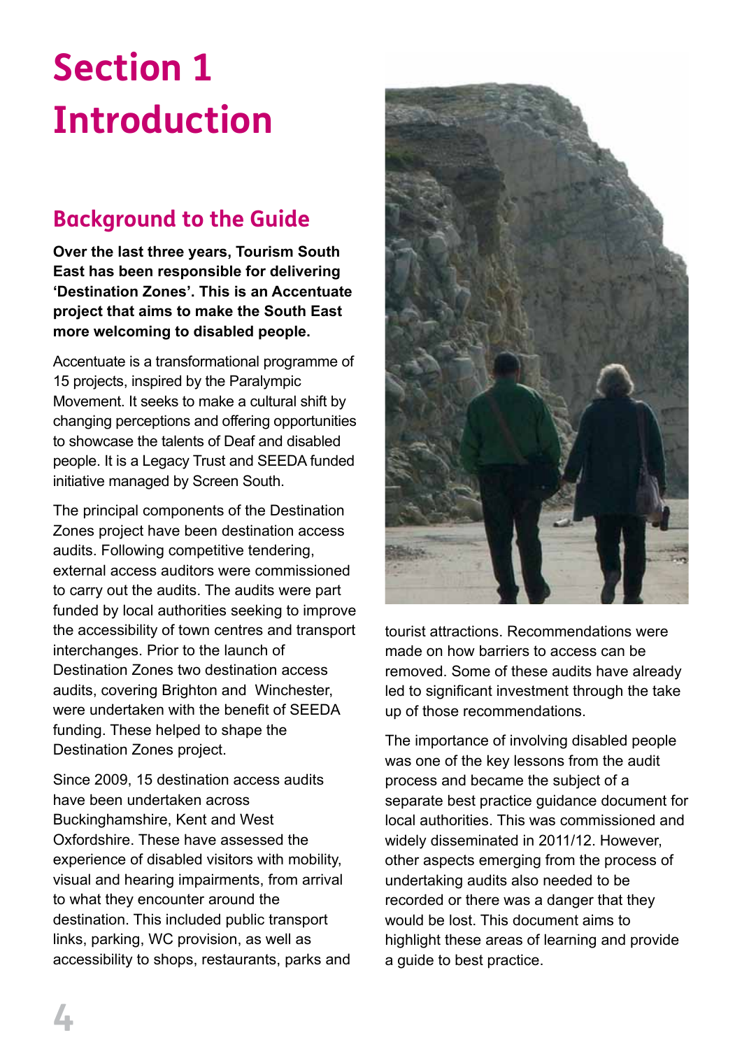# Section 1 Introduction

## Background to the Guide

**Over the last three years, Tourism South East has been responsible for delivering 'Destination Zones'. This is an Accentuate project that aims to make the South East more welcoming to disabled people.**

Accentuate is a transformational programme of 15 projects, inspired by the Paralympic Movement. It seeks to make a cultural shift by changing perceptions and offering opportunities to showcase the talents of Deaf and disabled people. It is a Legacy Trust and SEEDA funded initiative managed by Screen South.

The principal components of the Destination Zones project have been destination access audits. Following competitive tendering, external access auditors were commissioned to carry out the audits. The audits were part funded by local authorities seeking to improve the accessibility of town centres and transport interchanges. Prior to the launch of Destination Zones two destination access audits, covering Brighton and Winchester, were undertaken with the benefit of SEEDA funding. These helped to shape the Destination Zones project.

Since 2009, 15 destination access audits have been undertaken across Buckinghamshire, Kent and West Oxfordshire. These have assessed the experience of disabled visitors with mobility, visual and hearing impairments, from arrival to what they encounter around the destination. This included public transport links, parking, WC provision, as well as accessibility to shops, restaurants, parks and tourist attractions. Recommendations were made on how barriers to access can be removed. Some of these audits have already led to significant investment through the take up of those recommendations.

The importance of involving disabled people was one of the key lessons from the audit process and became the subject of a separate best practice guidance document for local authorities. This was commissioned and widely disseminated in 2011/12. However, other aspects emerging from the process of undertaking audits also needed to be recorded or there was a danger that they would be lost. This document aims to highlight these areas of learning and provide a guide to best practice.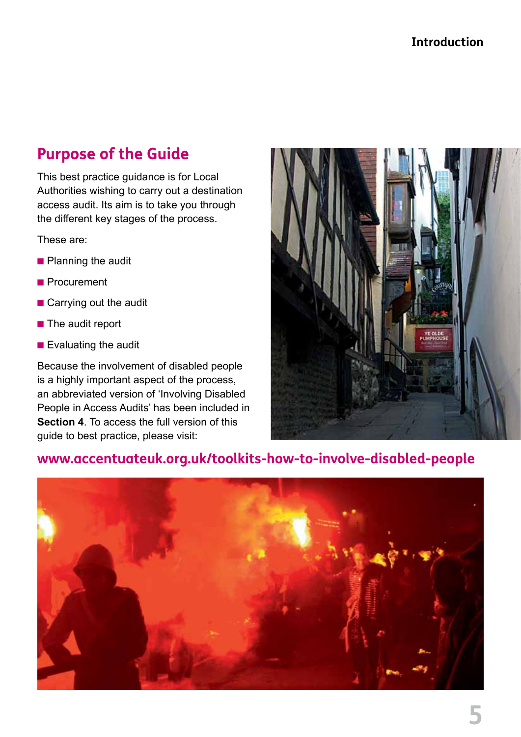## Purpose of the Guide

This best practice guidance is for Local Authorities wishing to carry out a destination access audit. Its aim is to take you through the different key stages of the process.

These are:

- Planning the audit
- Procurement
- Carrying out the audit
- The audit report
- Evaluating the audit

Because the involvement of disabled people is a highly important aspect of the process, an abbreviated version of 'Involving Disabled People in Access Audits' has been included in **Section 4**. To access the full version of this guide to best practice, please visit:

**www.accentuateuk.org.uk/toolkits-how-to-involve-disabled-people**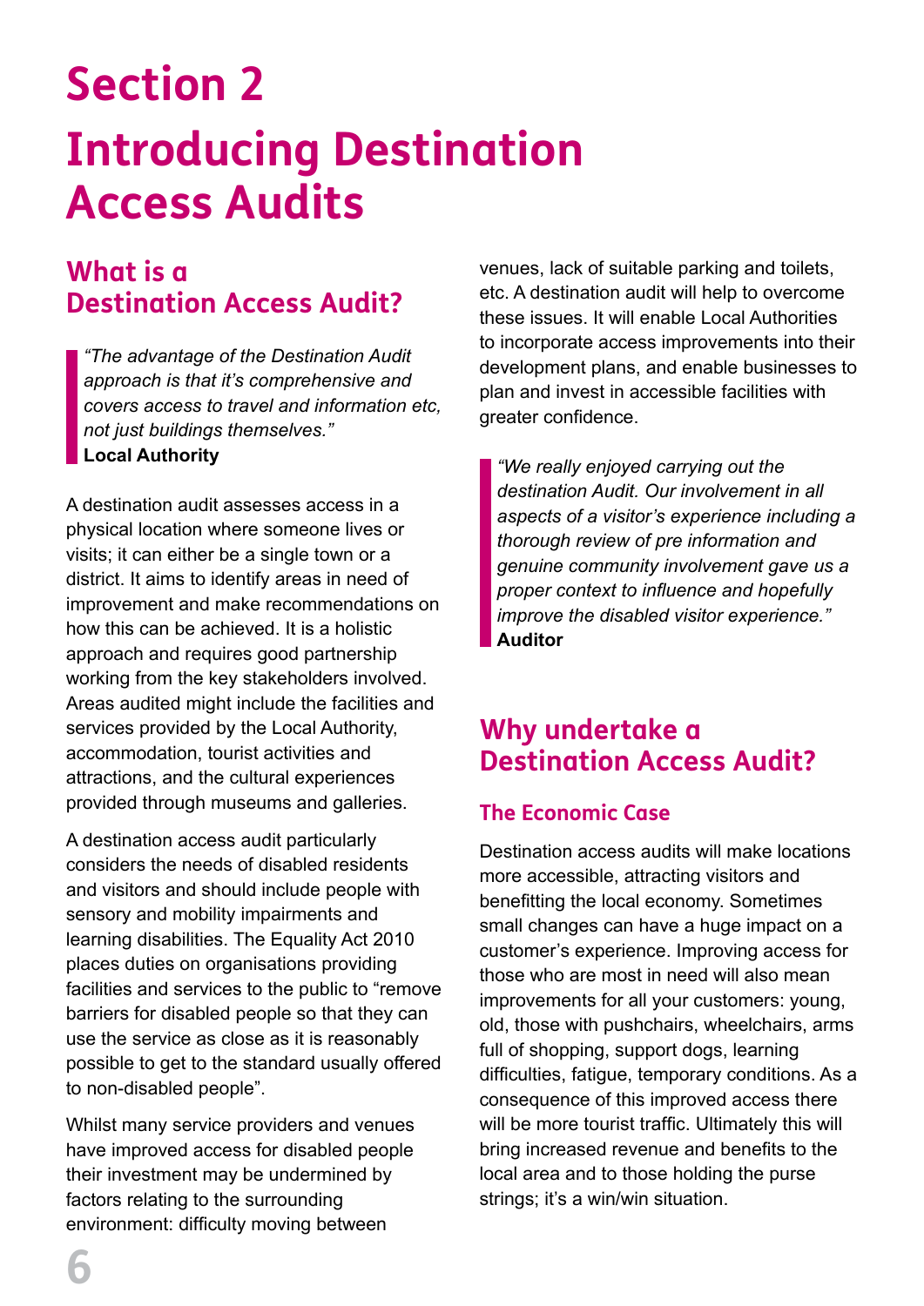# Section 2

# Introducing Destination Access Audits

## What is a Destination Access Audit?

> *"The advantage of the Destination Audit approach is that it's comprehensive and covers access to travel and information etc, not just buildings themselves."*
> **Local Authority**

A destination audit assesses access in a physical location where someone lives or visits; it can either be a single town or a district. It aims to identify areas in need of improvement and make recommendations on how this can be achieved. It is a holistic approach and requires good partnership working from the key stakeholders involved. Areas audited might include the facilities and services provided by the Local Authority, accommodation, tourist activities and attractions, and the cultural experiences provided through museums and galleries.

A destination access audit particularly considers the needs of disabled residents and visitors and should include people with sensory and mobility impairments and learning disabilities. The Equality Act 2010 places duties on organisations providing facilities and services to the public to "remove barriers for disabled people so that they can use the service as close as it is reasonably possible to get to the standard usually offered to non-disabled people".

Whilst many service providers and venues have improved access for disabled people their investment may be undermined by factors relating to the surrounding environment: difficulty moving between venues, lack of suitable parking and toilets, etc. A destination audit will help to overcome these issues. It will enable Local Authorities to incorporate access improvements into their development plans, and enable businesses to plan and invest in accessible facilities with greater confidence.

> *"We really enjoyed carrying out the destination Audit. Our involvement in all aspects of a visitor's experience including a thorough review of pre information and genuine community involvement gave us a proper context to influence and hopefully improve the disabled visitor experience."*
> **Auditor**

## Why undertake a Destination Access Audit?

### The Economic Case

Destination access audits will make locations more accessible, attracting visitors and benefitting the local economy. Sometimes small changes can have a huge impact on a customer's experience. Improving access for those who are most in need will also mean improvements for all your customers: young, old, those with pushchairs, wheelchairs, arms full of shopping, support dogs, learning difficulties, fatigue, temporary conditions. As a consequence of this improved access there will be more tourist traffic. Ultimately this will bring increased revenue and benefits to the local area and to those holding the purse strings; it's a win/win situation.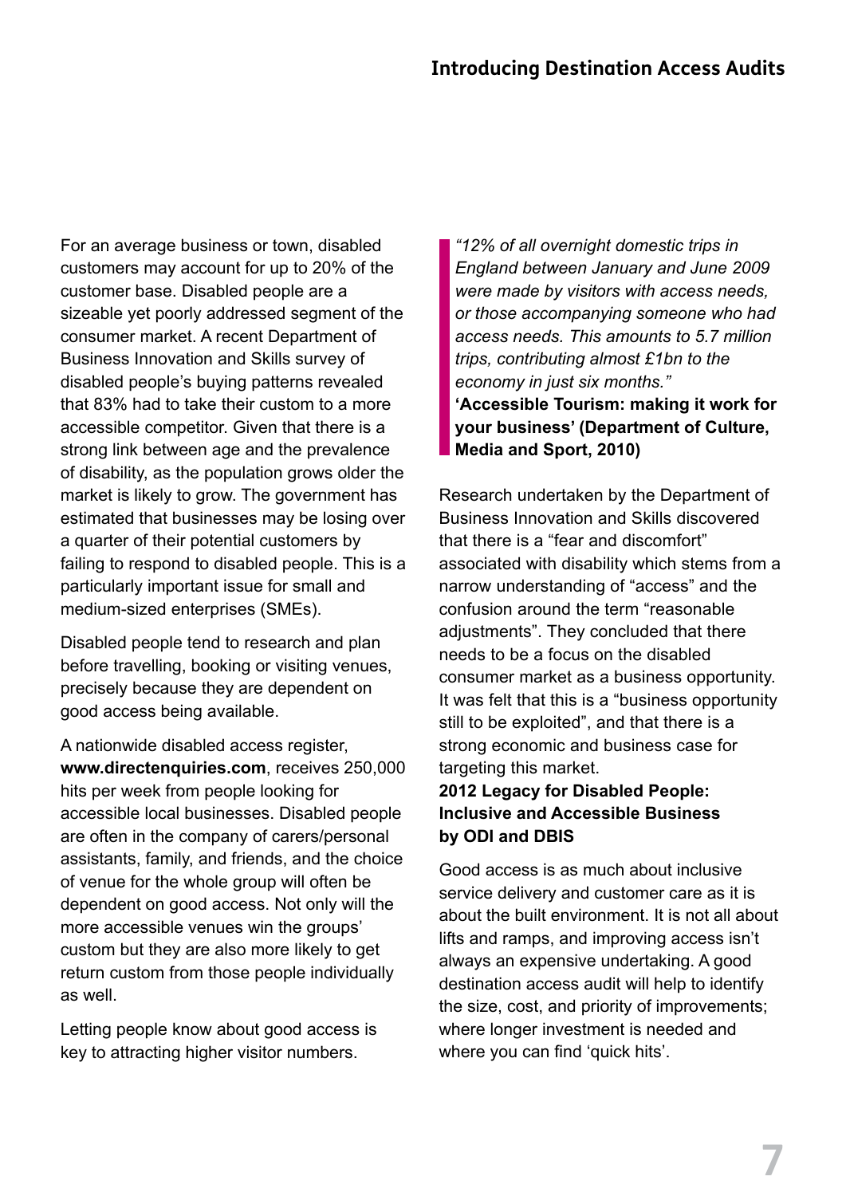For an average business or town, disabled customers may account for up to 20% of the customer base. Disabled people are a sizeable yet poorly addressed segment of the consumer market. A recent Department of Business Innovation and Skills survey of disabled people's buying patterns revealed that 83% had to take their custom to a more accessible competitor. Given that there is a strong link between age and the prevalence of disability, as the population grows older the market is likely to grow. The government has estimated that businesses may be losing over a quarter of their potential customers by failing to respond to disabled people. This is a particularly important issue for small and medium-sized enterprises (SMEs).

Disabled people tend to research and plan before travelling, booking or visiting venues, precisely because they are dependent on good access being available.

A nationwide disabled access register, **www.directenquiries.com**, receives 250,000 hits per week from people looking for accessible local businesses. Disabled people are often in the company of carers/personal assistants, family, and friends, and the choice of venue for the whole group will often be dependent on good access. Not only will the more accessible venues win the groups' custom but they are also more likely to get return custom from those people individually as well.

Letting people know about good access is key to attracting higher visitor numbers.

> *"12% of all overnight domestic trips in England between January and June 2009 were made by visitors with access needs, or those accompanying someone who had access needs. This amounts to 5.7 million trips, contributing almost £1bn to the economy in just six months."*
> **'Accessible Tourism: making it work for your business' (Department of Culture, Media and Sport, 2010)**

Research undertaken by the Department of Business Innovation and Skills discovered that there is a "fear and discomfort" associated with disability which stems from a narrow understanding of "access" and the confusion around the term "reasonable adjustments". They concluded that there needs to be a focus on the disabled consumer market as a business opportunity. It was felt that this is a "business opportunity still to be exploited", and that there is a strong economic and business case for targeting this market.
**2012 Legacy for Disabled People: Inclusive and Accessible Business by ODI and DBIS**

Good access is as much about inclusive service delivery and customer care as it is about the built environment. It is not all about lifts and ramps, and improving access isn't always an expensive undertaking. A good destination access audit will help to identify the size, cost, and priority of improvements; where longer investment is needed and where you can find 'quick hits'.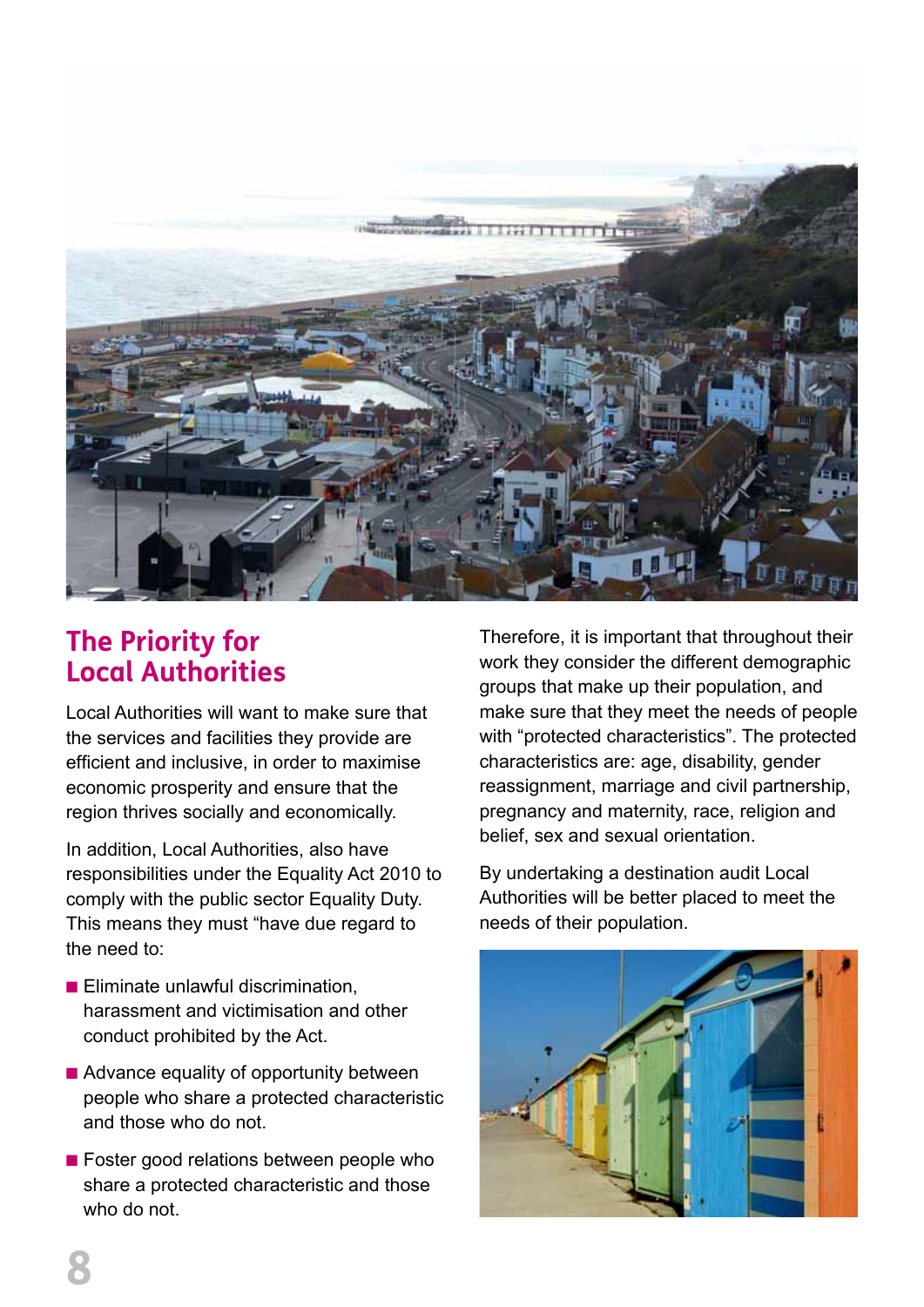## The Priority for Local Authorities

Local Authorities will want to make sure that the services and facilities they provide are efficient and inclusive, in order to maximise economic prosperity and ensure that the region thrives socially and economically.

In addition, Local Authorities, also have responsibilities under the Equality Act 2010 to comply with the public sector Equality Duty. This means they must "have due regard to the need to:

- Eliminate unlawful discrimination, harassment and victimisation and other conduct prohibited by the Act.
- Advance equality of opportunity between people who share a protected characteristic and those who do not.
- Foster good relations between people who share a protected characteristic and those who do not.

Therefore, it is important that throughout their work they consider the different demographic groups that make up their population, and make sure that they meet the needs of people with "protected characteristics". The protected characteristics are: age, disability, gender reassignment, marriage and civil partnership, pregnancy and maternity, race, religion and belief, sex and sexual orientation.

By undertaking a destination audit Local Authorities will be better placed to meet the needs of their population.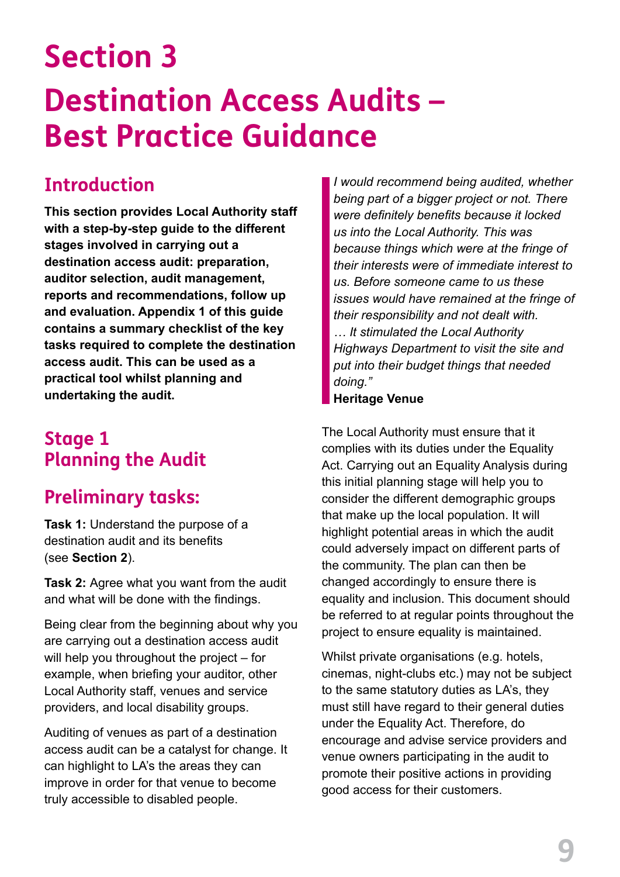# Section 3

# Destination Access Audits – Best Practice Guidance

## Introduction

**This section provides Local Authority staff with a step-by-step guide to the different stages involved in carrying out a destination access audit: preparation, auditor selection, audit management, reports and recommendations, follow up and evaluation. Appendix 1 of this guide contains a summary checklist of the key tasks required to complete the destination access audit. This can be used as a practical tool whilst planning and undertaking the audit.**

## Stage 1 Planning the Audit

## Preliminary tasks:

**Task 1:** Understand the purpose of a destination audit and its benefits (see **Section 2**).

**Task 2:** Agree what you want from the audit and what will be done with the findings.

Being clear from the beginning about why you are carrying out a destination access audit will help you throughout the project – for example, when briefing your auditor, other Local Authority staff, venues and service providers, and local disability groups.

Auditing of venues as part of a destination access audit can be a catalyst for change. It can highlight to LA's the areas they can improve in order for that venue to become truly accessible to disabled people.

> *I would recommend being audited, whether being part of a bigger project or not. There were definitely benefits because it locked us into the Local Authority. This was because things which were at the fringe of their interests were of immediate interest to us. Before someone came to us these issues would have remained at the fringe of their responsibility and not dealt with. … It stimulated the Local Authority Highways Department to visit the site and put into their budget things that needed doing."*
>
> **Heritage Venue**

The Local Authority must ensure that it complies with its duties under the Equality Act. Carrying out an Equality Analysis during this initial planning stage will help you to consider the different demographic groups that make up the local population. It will highlight potential areas in which the audit could adversely impact on different parts of the community. The plan can then be changed accordingly to ensure there is equality and inclusion. This document should be referred to at regular points throughout the project to ensure equality is maintained.

Whilst private organisations (e.g. hotels, cinemas, night-clubs etc.) may not be subject to the same statutory duties as LA's, they must still have regard to their general duties under the Equality Act. Therefore, do encourage and advise service providers and venue owners participating in the audit to promote their positive actions in providing good access for their customers.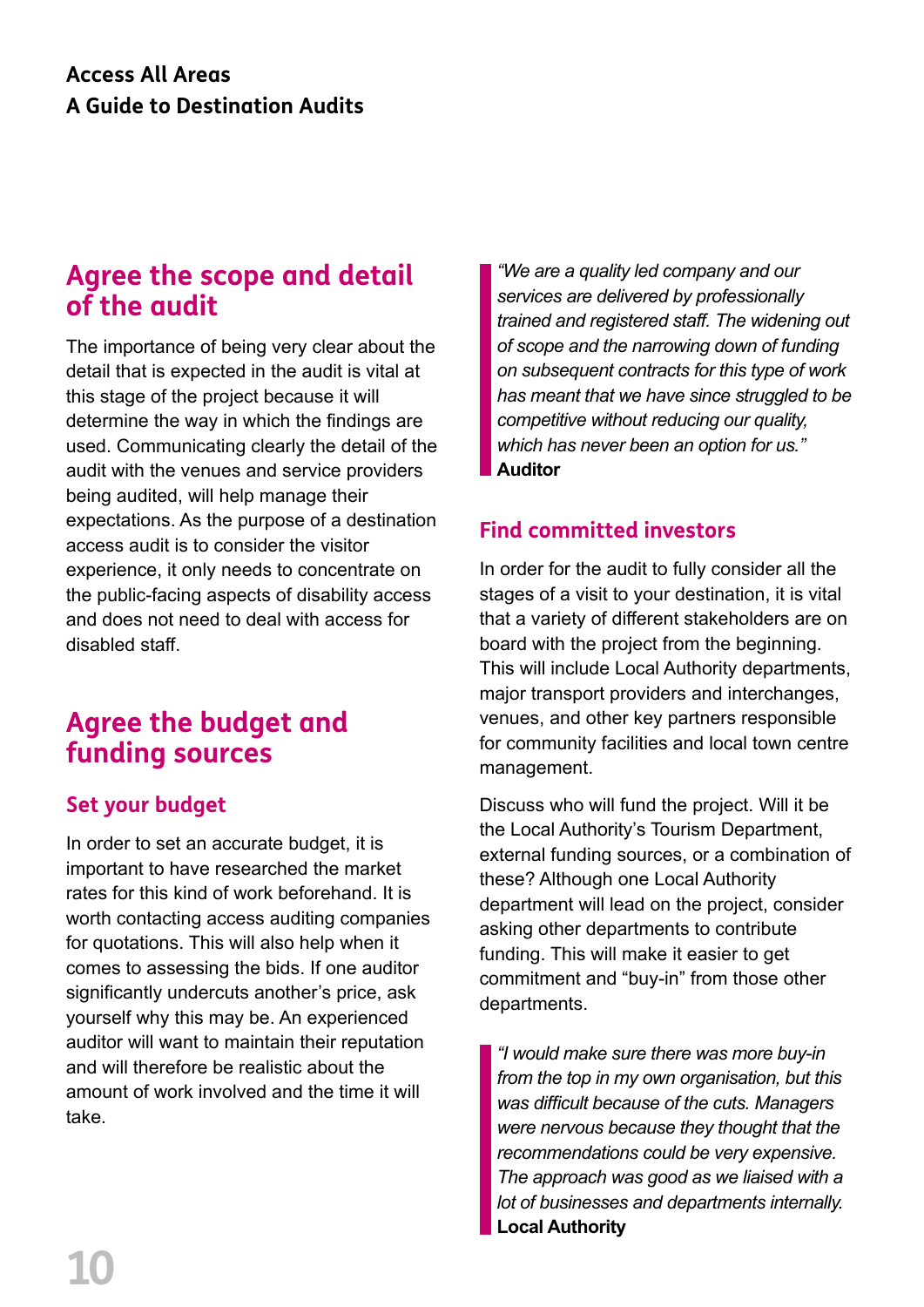## Agree the scope and detail of the audit

The importance of being very clear about the detail that is expected in the audit is vital at this stage of the project because it will determine the way in which the findings are used. Communicating clearly the detail of the audit with the venues and service providers being audited, will help manage their expectations. As the purpose of a destination access audit is to consider the visitor experience, it only needs to concentrate on the public-facing aspects of disability access and does not need to deal with access for disabled staff.

## Agree the budget and funding sources

### Set your budget

In order to set an accurate budget, it is important to have researched the market rates for this kind of work beforehand. It is worth contacting access auditing companies for quotations. This will also help when it comes to assessing the bids. If one auditor significantly undercuts another's price, ask yourself why this may be. An experienced auditor will want to maintain their reputation and will therefore be realistic about the amount of work involved and the time it will take.

> *"We are a quality led company and our services are delivered by professionally trained and registered staff. The widening out of scope and the narrowing down of funding on subsequent contracts for this type of work has meant that we have since struggled to be competitive without reducing our quality, which has never been an option for us."*
> **Auditor**

### Find committed investors

In order for the audit to fully consider all the stages of a visit to your destination, it is vital that a variety of different stakeholders are on board with the project from the beginning. This will include Local Authority departments, major transport providers and interchanges, venues, and other key partners responsible for community facilities and local town centre management.

Discuss who will fund the project. Will it be the Local Authority's Tourism Department, external funding sources, or a combination of these? Although one Local Authority department will lead on the project, consider asking other departments to contribute funding. This will make it easier to get commitment and "buy-in" from those other departments.

> *"I would make sure there was more buy-in from the top in my own organisation, but this was difficult because of the cuts. Managers were nervous because they thought that the recommendations could be very expensive. The approach was good as we liaised with a lot of businesses and departments internally.*
> **Local Authority**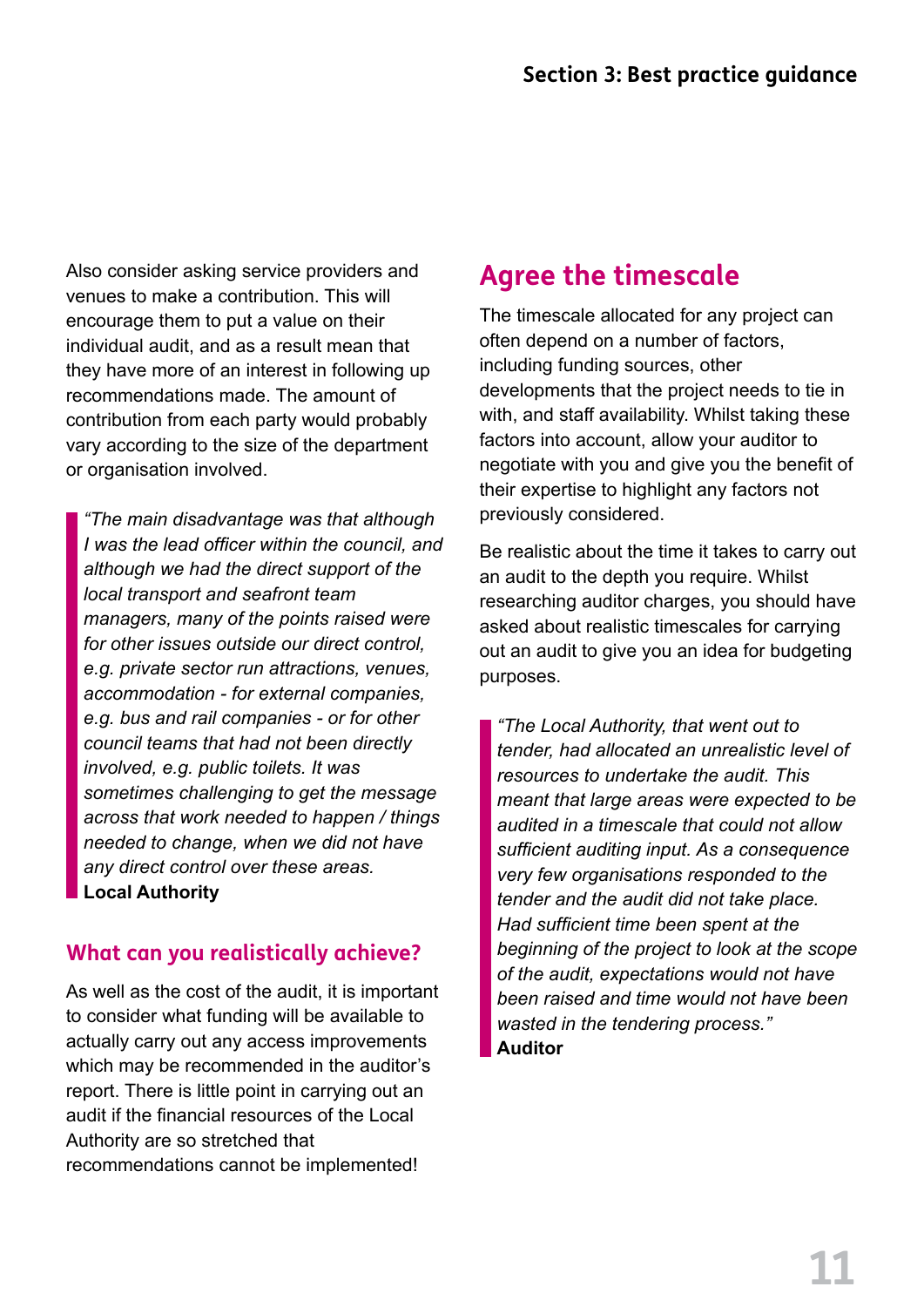Also consider asking service providers and venues to make a contribution. This will encourage them to put a value on their individual audit, and as a result mean that they have more of an interest in following up recommendations made. The amount of contribution from each party would probably vary according to the size of the department or organisation involved.

> *"The main disadvantage was that although I was the lead officer within the council, and although we had the direct support of the local transport and seafront team managers, many of the points raised were for other issues outside our direct control, e.g. private sector run attractions, venues, accommodation - for external companies, e.g. bus and rail companies - or for other council teams that had not been directly involved, e.g. public toilets. It was sometimes challenging to get the message across that work needed to happen / things needed to change, when we did not have any direct control over these areas.*
> **Local Authority**

### What can you realistically achieve?

As well as the cost of the audit, it is important to consider what funding will be available to actually carry out any access improvements which may be recommended in the auditor's report. There is little point in carrying out an audit if the financial resources of the Local Authority are so stretched that recommendations cannot be implemented!

## Agree the timescale

The timescale allocated for any project can often depend on a number of factors, including funding sources, other developments that the project needs to tie in with, and staff availability. Whilst taking these factors into account, allow your auditor to negotiate with you and give you the benefit of their expertise to highlight any factors not previously considered.

Be realistic about the time it takes to carry out an audit to the depth you require. Whilst researching auditor charges, you should have asked about realistic timescales for carrying out an audit to give you an idea for budgeting purposes.

> *"The Local Authority, that went out to tender, had allocated an unrealistic level of resources to undertake the audit. This meant that large areas were expected to be audited in a timescale that could not allow sufficient auditing input. As a consequence very few organisations responded to the tender and the audit did not take place. Had sufficient time been spent at the beginning of the project to look at the scope of the audit, expectations would not have been raised and time would not have been wasted in the tendering process."*
> **Auditor**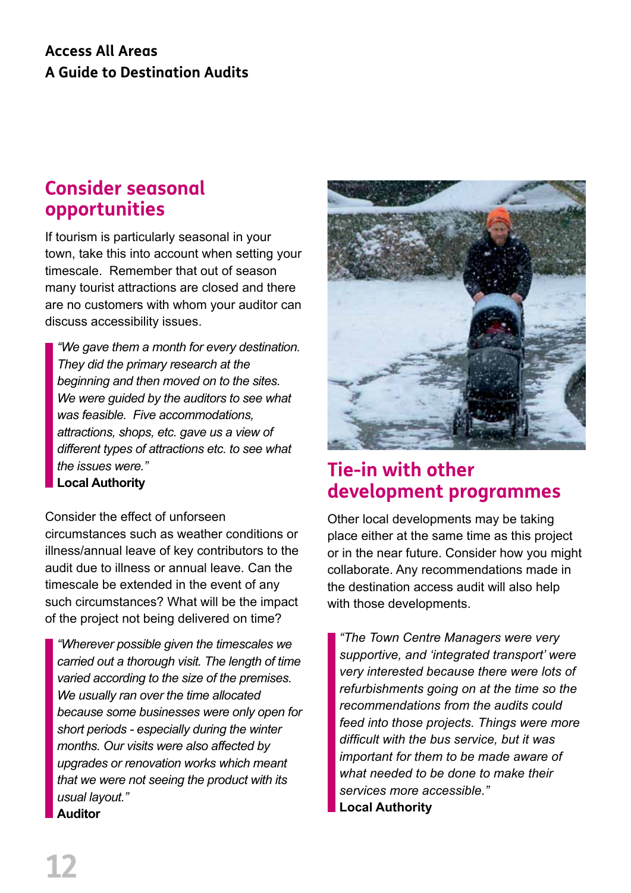## Consider seasonal opportunities

If tourism is particularly seasonal in your town, take this into account when setting your timescale. Remember that out of season many tourist attractions are closed and there are no customers with whom your auditor can discuss accessibility issues.

> *"We gave them a month for every destination. They did the primary research at the beginning and then moved on to the sites. We were guided by the auditors to see what was feasible. Five accommodations, attractions, shops, etc. gave us a view of different types of attractions etc. to see what the issues were."*
> **Local Authority**

Consider the effect of unforseen circumstances such as weather conditions or illness/annual leave of key contributors to the audit due to illness or annual leave. Can the timescale be extended in the event of any such circumstances? What will be the impact of the project not being delivered on time?

> *"Wherever possible given the timescales we carried out a thorough visit. The length of time varied according to the size of the premises. We usually ran over the time allocated because some businesses were only open for short periods - especially during the winter months. Our visits were also affected by upgrades or renovation works which meant that we were not seeing the product with its usual layout."*
> **Auditor**

## Tie-in with other development programmes

Other local developments may be taking place either at the same time as this project or in the near future. Consider how you might collaborate. Any recommendations made in the destination access audit will also help with those developments.

> *"The Town Centre Managers were very supportive, and 'integrated transport' were very interested because there were lots of refurbishments going on at the time so the recommendations from the audits could feed into those projects. Things were more difficult with the bus service, but it was important for them to be made aware of what needed to be done to make their services more accessible."*
> **Local Authority**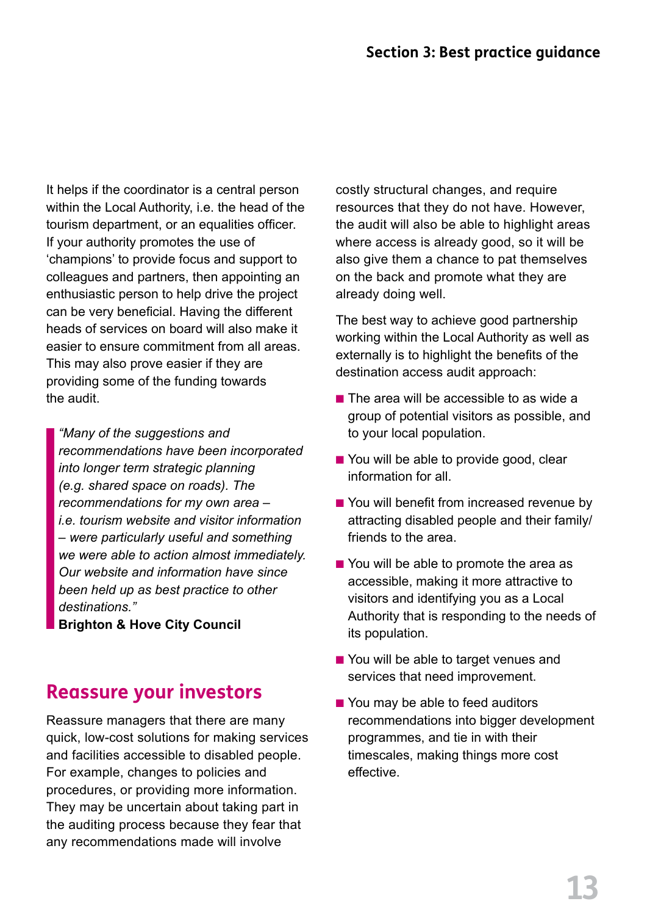It helps if the coordinator is a central person within the Local Authority, i.e. the head of the tourism department, or an equalities officer. If your authority promotes the use of 'champions' to provide focus and support to colleagues and partners, then appointing an enthusiastic person to help drive the project can be very beneficial. Having the different heads of services on board will also make it easier to ensure commitment from all areas. This may also prove easier if they are providing some of the funding towards the audit.

> *"Many of the suggestions and recommendations have been incorporated into longer term strategic planning (e.g. shared space on roads). The recommendations for my own area – i.e. tourism website and visitor information – were particularly useful and something we were able to action almost immediately. Our website and information have since been held up as best practice to other destinations."*
> **Brighton & Hove City Council**

## Reassure your investors

Reassure managers that there are many quick, low-cost solutions for making services and facilities accessible to disabled people. For example, changes to policies and procedures, or providing more information. They may be uncertain about taking part in the auditing process because they fear that any recommendations made will involve costly structural changes, and require resources that they do not have. However, the audit will also be able to highlight areas where access is already good, so it will be also give them a chance to pat themselves on the back and promote what they are already doing well.

The best way to achieve good partnership working within the Local Authority as well as externally is to highlight the benefits of the destination access audit approach:

- The area will be accessible to as wide a group of potential visitors as possible, and to your local population.
- You will be able to provide good, clear information for all.
- You will benefit from increased revenue by attracting disabled people and their family/friends to the area.
- You will be able to promote the area as accessible, making it more attractive to visitors and identifying you as a Local Authority that is responding to the needs of its population.
- You will be able to target venues and services that need improvement.
- You may be able to feed auditors recommendations into bigger development programmes, and tie in with their timescales, making things more cost effective.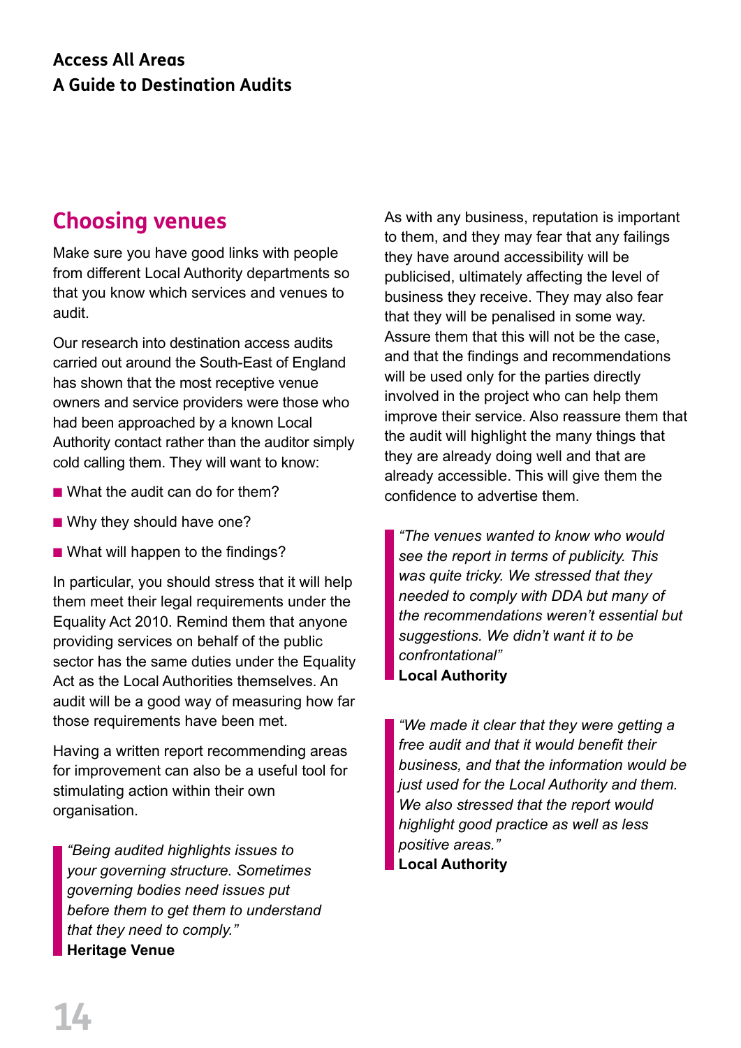## Choosing venues

Make sure you have good links with people from different Local Authority departments so that you know which services and venues to audit.

Our research into destination access audits carried out around the South-East of England has shown that the most receptive venue owners and service providers were those who had been approached by a known Local Authority contact rather than the auditor simply cold calling them. They will want to know:

- What the audit can do for them?
- Why they should have one?
- What will happen to the findings?

In particular, you should stress that it will help them meet their legal requirements under the Equality Act 2010. Remind them that anyone providing services on behalf of the public sector has the same duties under the Equality Act as the Local Authorities themselves. An audit will be a good way of measuring how far those requirements have been met.

Having a written report recommending areas for improvement can also be a useful tool for stimulating action within their own organisation.

> *"Being audited highlights issues to your governing structure. Sometimes governing bodies need issues put before them to get them to understand that they need to comply."*
> **Heritage Venue**

As with any business, reputation is important to them, and they may fear that any failings they have around accessibility will be publicised, ultimately affecting the level of business they receive. They may also fear that they will be penalised in some way. Assure them that this will not be the case, and that the findings and recommendations will be used only for the parties directly involved in the project who can help them improve their service. Also reassure them that the audit will highlight the many things that they are already doing well and that are already accessible. This will give them the confidence to advertise them.

> *"The venues wanted to know who would see the report in terms of publicity. This was quite tricky. We stressed that they needed to comply with DDA but many of the recommendations weren't essential but suggestions. We didn't want it to be confrontational"*
> **Local Authority**

> *"We made it clear that they were getting a free audit and that it would benefit their business, and that the information would be just used for the Local Authority and them. We also stressed that the report would highlight good practice as well as less positive areas."*
> **Local Authority**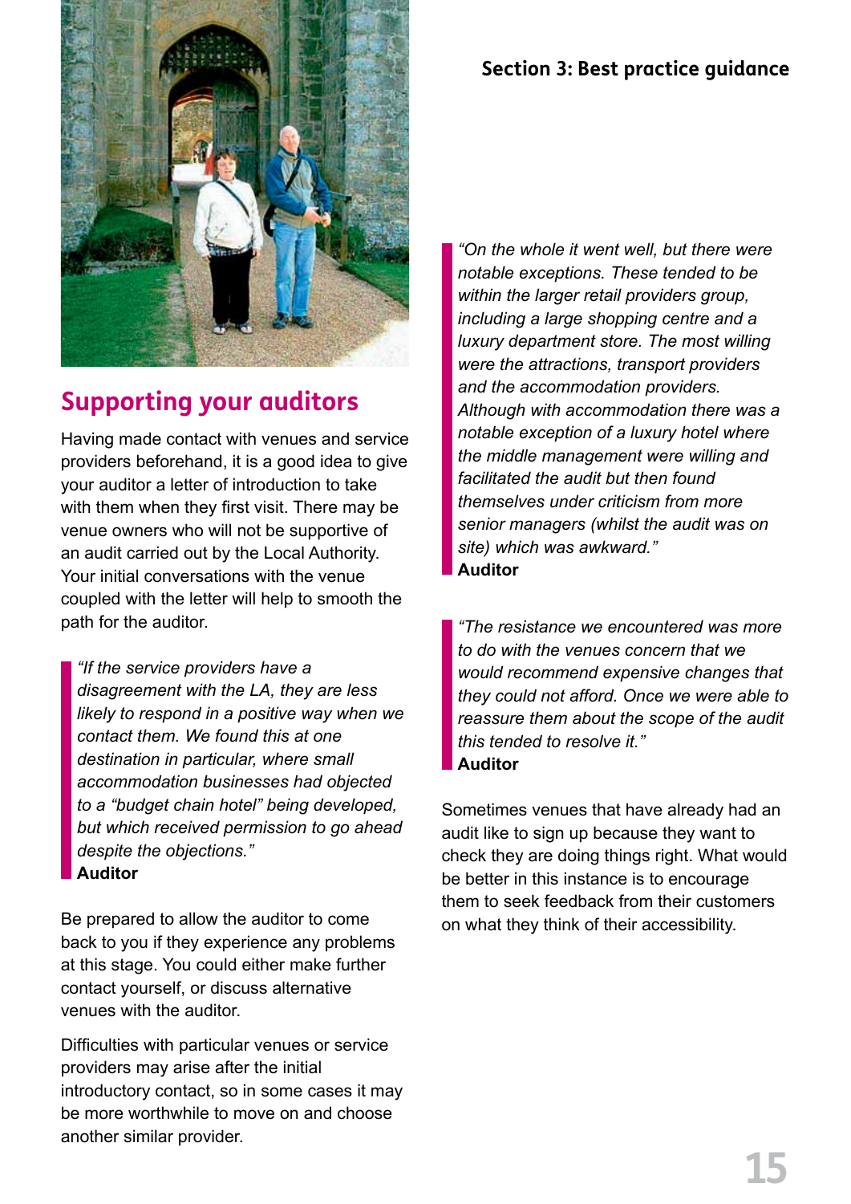## Supporting your auditors

Having made contact with venues and service providers beforehand, it is a good idea to give your auditor a letter of introduction to take with them when they first visit. There may be venue owners who will not be supportive of an audit carried out by the Local Authority. Your initial conversations with the venue coupled with the letter will help to smooth the path for the auditor.

> *"If the service providers have a disagreement with the LA, they are less likely to respond in a positive way when we contact them. We found this at one destination in particular, where small accommodation businesses had objected to a "budget chain hotel" being developed, but which received permission to go ahead despite the objections."*
> **Auditor**

Be prepared to allow the auditor to come back to you if they experience any problems at this stage. You could either make further contact yourself, or discuss alternative venues with the auditor.

Difficulties with particular venues or service providers may arise after the initial introductory contact, so in some cases it may be more worthwhile to move on and choose another similar provider.

> *"On the whole it went well, but there were notable exceptions. These tended to be within the larger retail providers group, including a large shopping centre and a luxury department store. The most willing were the attractions, transport providers and the accommodation providers. Although with accommodation there was a notable exception of a luxury hotel where the middle management were willing and facilitated the audit but then found themselves under criticism from more senior managers (whilst the audit was on site) which was awkward."*
> **Auditor**

> *"The resistance we encountered was more to do with the venues concern that we would recommend expensive changes that they could not afford. Once we were able to reassure them about the scope of the audit this tended to resolve it."*
> **Auditor**

Sometimes venues that have already had an audit like to sign up because they want to check they are doing things right. What would be better in this instance is to encourage them to seek feedback from their customers on what they think of their accessibility.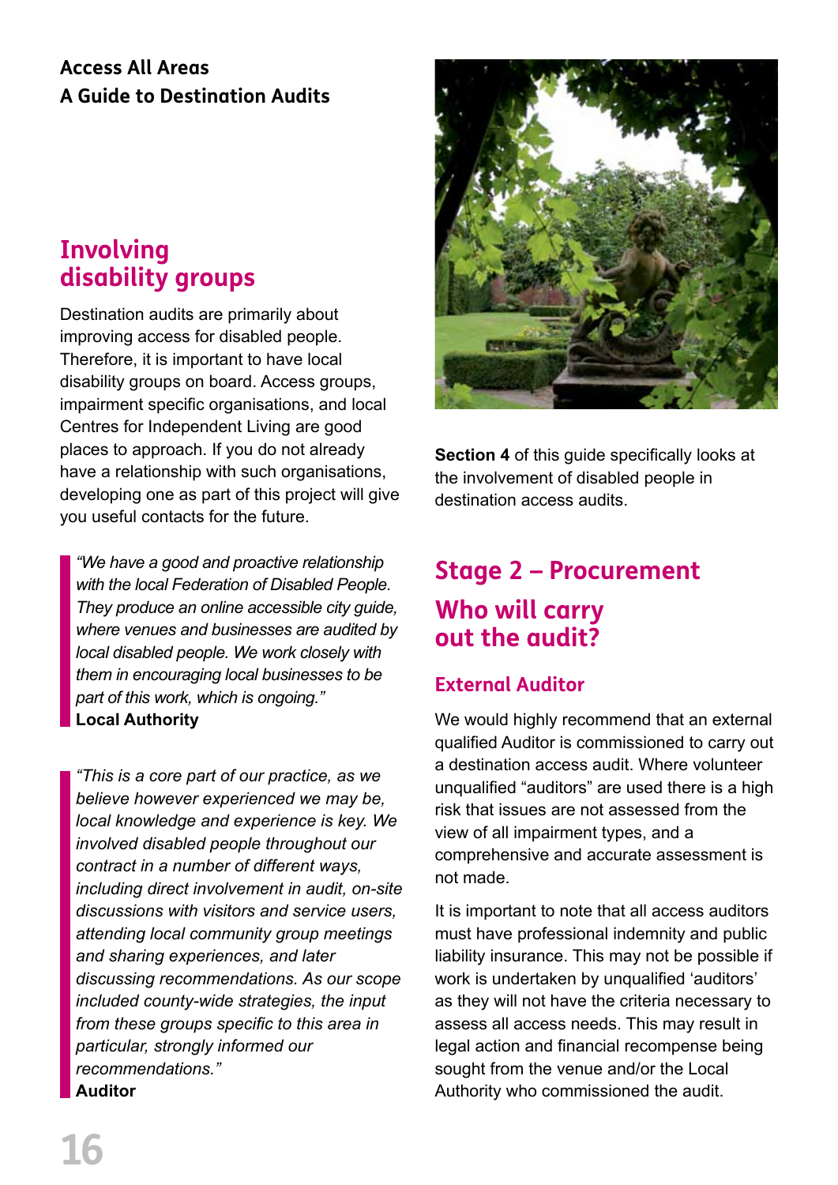## Involving disability groups

Destination audits are primarily about improving access for disabled people. Therefore, it is important to have local disability groups on board. Access groups, impairment specific organisations, and local Centres for Independent Living are good places to approach. If you do not already have a relationship with such organisations, developing one as part of this project will give you useful contacts for the future.

> *"We have a good and proactive relationship with the local Federation of Disabled People. They produce an online accessible city guide, where venues and businesses are audited by local disabled people. We work closely with them in encouraging local businesses to be part of this work, which is ongoing."*
> **Local Authority**

> *"This is a core part of our practice, as we believe however experienced we may be, local knowledge and experience is key. We involved disabled people throughout our contract in a number of different ways, including direct involvement in audit, on-site discussions with visitors and service users, attending local community group meetings and sharing experiences, and later discussing recommendations. As our scope included county-wide strategies, the input from these groups specific to this area in particular, strongly informed our recommendations."*
> **Auditor**

**Section 4** of this guide specifically looks at the involvement of disabled people in destination access audits.

## Stage 2 – Procurement

## Who will carry out the audit?

### External Auditor

We would highly recommend that an external qualified Auditor is commissioned to carry out a destination access audit. Where volunteer unqualified "auditors" are used there is a high risk that issues are not assessed from the view of all impairment types, and a comprehensive and accurate assessment is not made.

It is important to note that all access auditors must have professional indemnity and public liability insurance. This may not be possible if work is undertaken by unqualified 'auditors' as they will not have the criteria necessary to assess all access needs. This may result in legal action and financial recompense being sought from the venue and/or the Local Authority who commissioned the audit.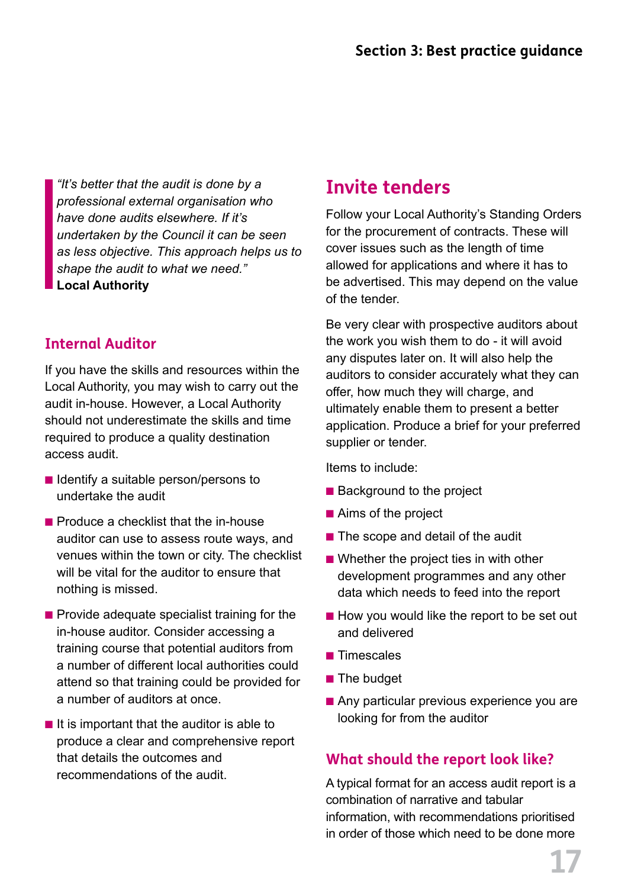> *"It's better that the audit is done by a professional external organisation who have done audits elsewhere. If it's undertaken by the Council it can be seen as less objective. This approach helps us to shape the audit to what we need."*
> **Local Authority**

### Internal Auditor

If you have the skills and resources within the Local Authority, you may wish to carry out the audit in-house. However, a Local Authority should not underestimate the skills and time required to produce a quality destination access audit.

- Identify a suitable person/persons to undertake the audit
- Produce a checklist that the in-house auditor can use to assess route ways, and venues within the town or city. The checklist will be vital for the auditor to ensure that nothing is missed.
- Provide adequate specialist training for the in-house auditor. Consider accessing a training course that potential auditors from a number of different local authorities could attend so that training could be provided for a number of auditors at once.
- It is important that the auditor is able to produce a clear and comprehensive report that details the outcomes and recommendations of the audit.

## Invite tenders

Follow your Local Authority's Standing Orders for the procurement of contracts. These will cover issues such as the length of time allowed for applications and where it has to be advertised. This may depend on the value of the tender.

Be very clear with prospective auditors about the work you wish them to do - it will avoid any disputes later on. It will also help the auditors to consider accurately what they can offer, how much they will charge, and ultimately enable them to present a better application. Produce a brief for your preferred supplier or tender.

Items to include:

- Background to the project
- Aims of the project
- The scope and detail of the audit
- Whether the project ties in with other development programmes and any other data which needs to feed into the report
- How you would like the report to be set out and delivered
- Timescales
- The budget
- Any particular previous experience you are looking for from the auditor

### What should the report look like?

A typical format for an access audit report is a combination of narrative and tabular information, with recommendations prioritised in order of those which need to be done more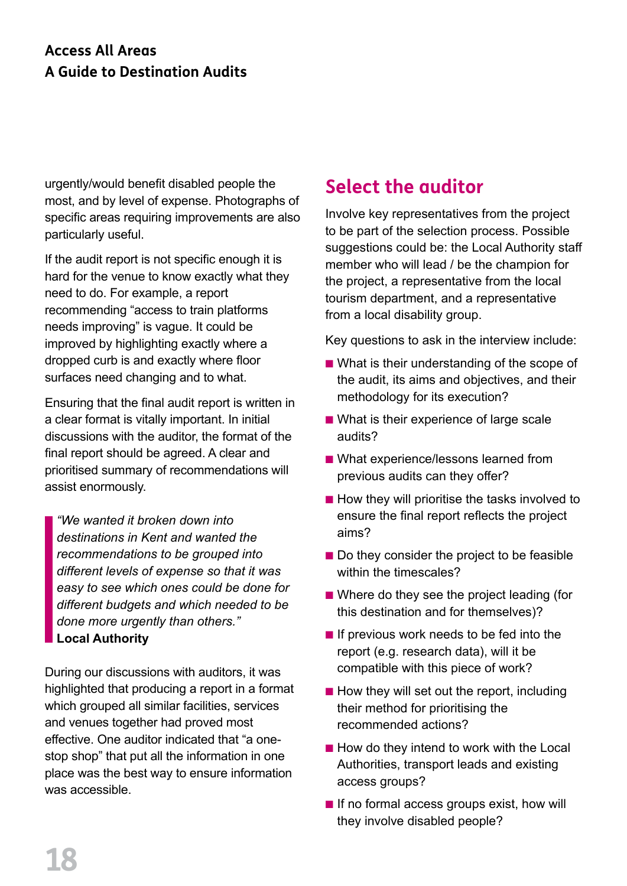urgently/would benefit disabled people the most, and by level of expense. Photographs of specific areas requiring improvements are also particularly useful.

If the audit report is not specific enough it is hard for the venue to know exactly what they need to do. For example, a report recommending "access to train platforms needs improving" is vague. It could be improved by highlighting exactly where a dropped curb is and exactly where floor surfaces need changing and to what.

Ensuring that the final audit report is written in a clear format is vitally important. In initial discussions with the auditor, the format of the final report should be agreed. A clear and prioritised summary of recommendations will assist enormously.

> *"We wanted it broken down into destinations in Kent and wanted the recommendations to be grouped into different levels of expense so that it was easy to see which ones could be done for different budgets and which needed to be done more urgently than others."*
> **Local Authority**

During our discussions with auditors, it was highlighted that producing a report in a format which grouped all similar facilities, services and venues together had proved most effective. One auditor indicated that "a one-stop shop" that put all the information in one place was the best way to ensure information was accessible.

## Select the auditor

Involve key representatives from the project to be part of the selection process. Possible suggestions could be: the Local Authority staff member who will lead / be the champion for the project, a representative from the local tourism department, and a representative from a local disability group.

Key questions to ask in the interview include:

- What is their understanding of the scope of the audit, its aims and objectives, and their methodology for its execution?
- What is their experience of large scale audits?
- What experience/lessons learned from previous audits can they offer?
- How they will prioritise the tasks involved to ensure the final report reflects the project aims?
- Do they consider the project to be feasible within the timescales?
- Where do they see the project leading (for this destination and for themselves)?
- If previous work needs to be fed into the report (e.g. research data), will it be compatible with this piece of work?
- How they will set out the report, including their method for prioritising the recommended actions?
- How do they intend to work with the Local Authorities, transport leads and existing access groups?
- If no formal access groups exist, how will they involve disabled people?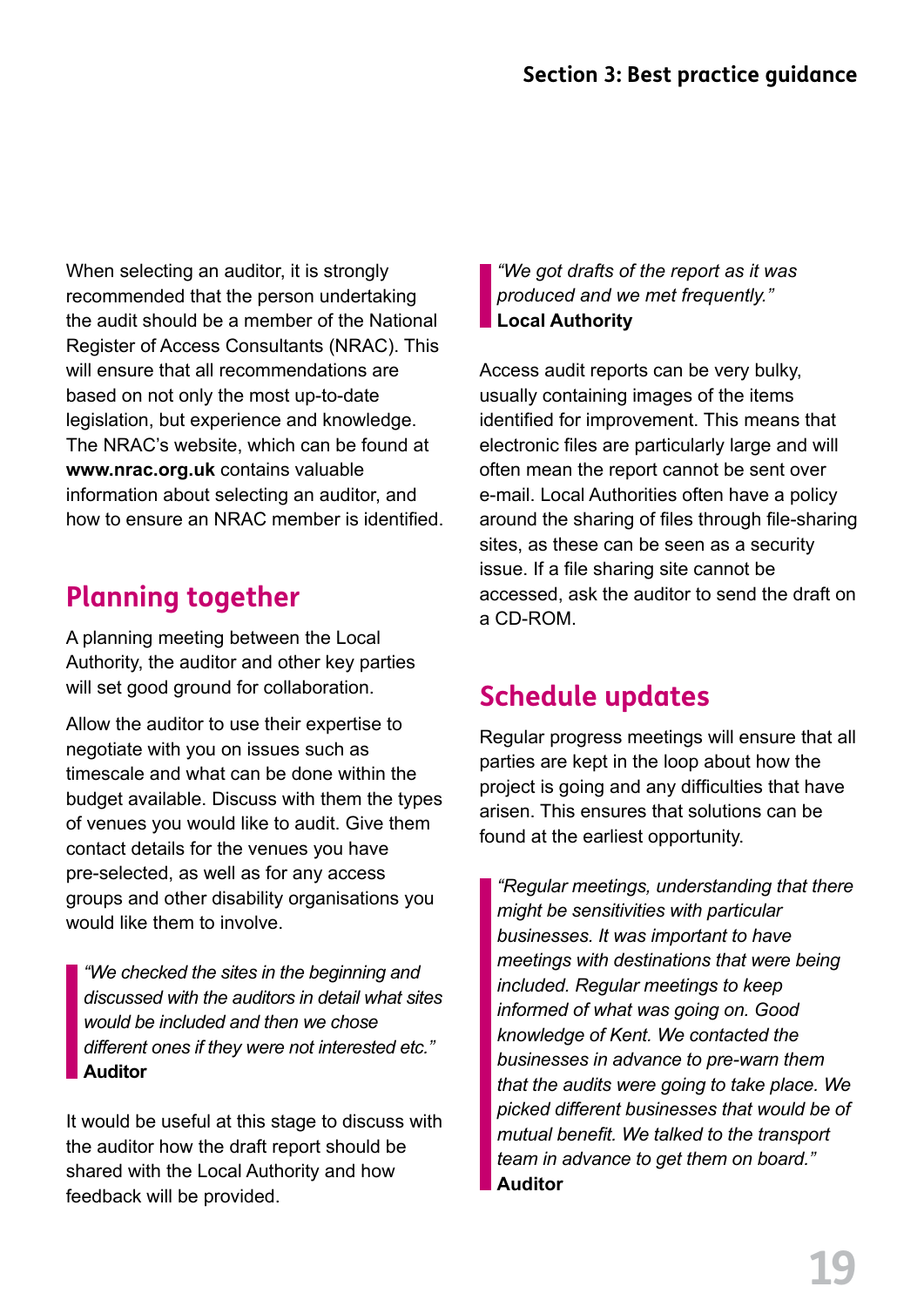When selecting an auditor, it is strongly recommended that the person undertaking the audit should be a member of the National Register of Access Consultants (NRAC). This will ensure that all recommendations are based on not only the most up-to-date legislation, but experience and knowledge. The NRAC's website, which can be found at **www.nrac.org.uk** contains valuable information about selecting an auditor, and how to ensure an NRAC member is identified.

## Planning together

A planning meeting between the Local Authority, the auditor and other key parties will set good ground for collaboration.

Allow the auditor to use their expertise to negotiate with you on issues such as timescale and what can be done within the budget available. Discuss with them the types of venues you would like to audit. Give them contact details for the venues you have pre-selected, as well as for any access groups and other disability organisations you would like them to involve.

> *"We checked the sites in the beginning and discussed with the auditors in detail what sites would be included and then we chose different ones if they were not interested etc."*
> **Auditor**

It would be useful at this stage to discuss with the auditor how the draft report should be shared with the Local Authority and how feedback will be provided.

> *"We got drafts of the report as it was produced and we met frequently."*
> **Local Authority**

Access audit reports can be very bulky, usually containing images of the items identified for improvement. This means that electronic files are particularly large and will often mean the report cannot be sent over e-mail. Local Authorities often have a policy around the sharing of files through file-sharing sites, as these can be seen as a security issue. If a file sharing site cannot be accessed, ask the auditor to send the draft on a CD-ROM.

## Schedule updates

Regular progress meetings will ensure that all parties are kept in the loop about how the project is going and any difficulties that have arisen. This ensures that solutions can be found at the earliest opportunity.

> *"Regular meetings, understanding that there might be sensitivities with particular businesses. It was important to have meetings with destinations that were being included. Regular meetings to keep informed of what was going on. Good knowledge of Kent. We contacted the businesses in advance to pre-warn them that the audits were going to take place. We picked different businesses that would be of mutual benefit. We talked to the transport team in advance to get them on board."*
> **Auditor**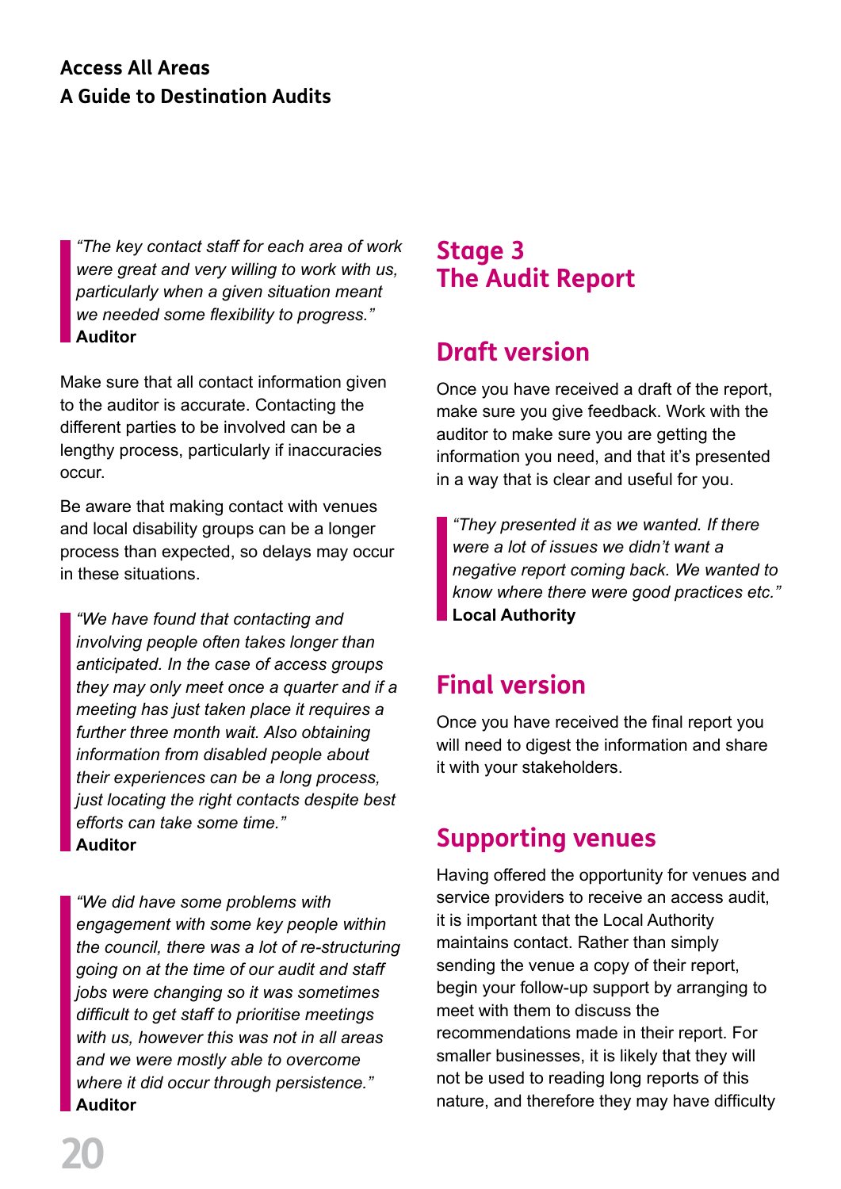> *"The key contact staff for each area of work were great and very willing to work with us, particularly when a given situation meant we needed some flexibility to progress."*
> **Auditor**

Make sure that all contact information given to the auditor is accurate. Contacting the different parties to be involved can be a lengthy process, particularly if inaccuracies occur.

Be aware that making contact with venues and local disability groups can be a longer process than expected, so delays may occur in these situations.

> *"We have found that contacting and involving people often takes longer than anticipated. In the case of access groups they may only meet once a quarter and if a meeting has just taken place it requires a further three month wait. Also obtaining information from disabled people about their experiences can be a long process, just locating the right contacts despite best efforts can take some time."*
> **Auditor**

> *"We did have some problems with engagement with some key people within the council, there was a lot of re-structuring going on at the time of our audit and staff jobs were changing so it was sometimes difficult to get staff to prioritise meetings with us, however this was not in all areas and we were mostly able to overcome where it did occur through persistence."*
> **Auditor**

# Stage 3
# The Audit Report

## Draft version

Once you have received a draft of the report, make sure you give feedback. Work with the auditor to make sure you are getting the information you need, and that it's presented in a way that is clear and useful for you.

> *"They presented it as we wanted. If there were a lot of issues we didn't want a negative report coming back. We wanted to know where there were good practices etc."*
> **Local Authority**

## Final version

Once you have received the final report you will need to digest the information and share it with your stakeholders.

## Supporting venues

Having offered the opportunity for venues and service providers to receive an access audit, it is important that the Local Authority maintains contact. Rather than simply sending the venue a copy of their report, begin your follow-up support by arranging to meet with them to discuss the recommendations made in their report. For smaller businesses, it is likely that they will not be used to reading long reports of this nature, and therefore they may have difficulty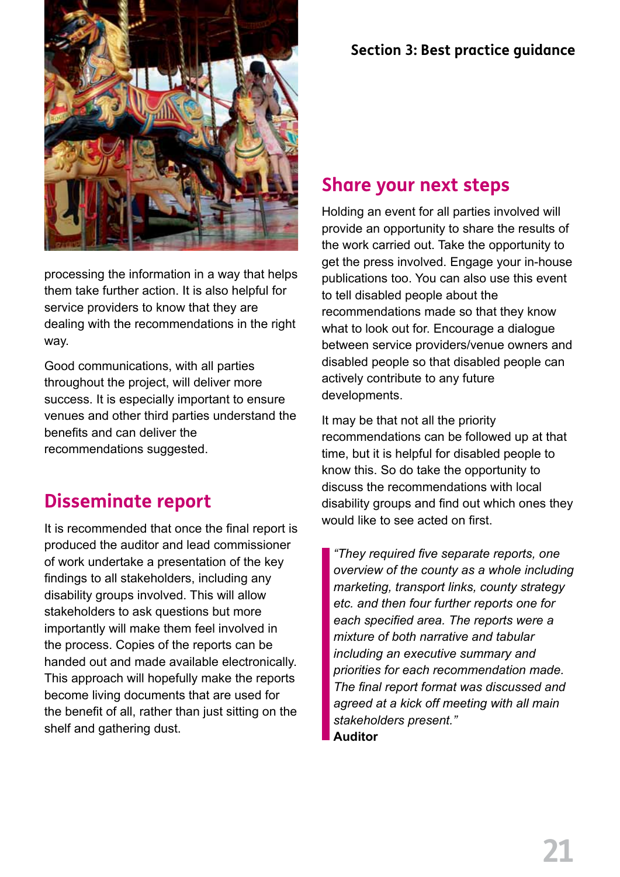processing the information in a way that helps them take further action. It is also helpful for service providers to know that they are dealing with the recommendations in the right way.

Good communications, with all parties throughout the project, will deliver more success. It is especially important to ensure venues and other third parties understand the benefits and can deliver the recommendations suggested.

## Disseminate report

It is recommended that once the final report is produced the auditor and lead commissioner of work undertake a presentation of the key findings to all stakeholders, including any disability groups involved. This will allow stakeholders to ask questions but more importantly will make them feel involved in the process. Copies of the reports can be handed out and made available electronically. This approach will hopefully make the reports become living documents that are used for the benefit of all, rather than just sitting on the shelf and gathering dust.

## Share your next steps

Holding an event for all parties involved will provide an opportunity to share the results of the work carried out. Take the opportunity to get the press involved. Engage your in-house publications too. You can also use this event to tell disabled people about the recommendations made so that they know what to look out for. Encourage a dialogue between service providers/venue owners and disabled people so that disabled people can actively contribute to any future developments.

It may be that not all the priority recommendations can be followed up at that time, but it is helpful for disabled people to know this. So do take the opportunity to discuss the recommendations with local disability groups and find out which ones they would like to see acted on first.

> *"They required five separate reports, one overview of the county as a whole including marketing, transport links, county strategy etc. and then four further reports one for each specified area. The reports were a mixture of both narrative and tabular including an executive summary and priorities for each recommendation made. The final report format was discussed and agreed at a kick off meeting with all main stakeholders present."*
> **Auditor**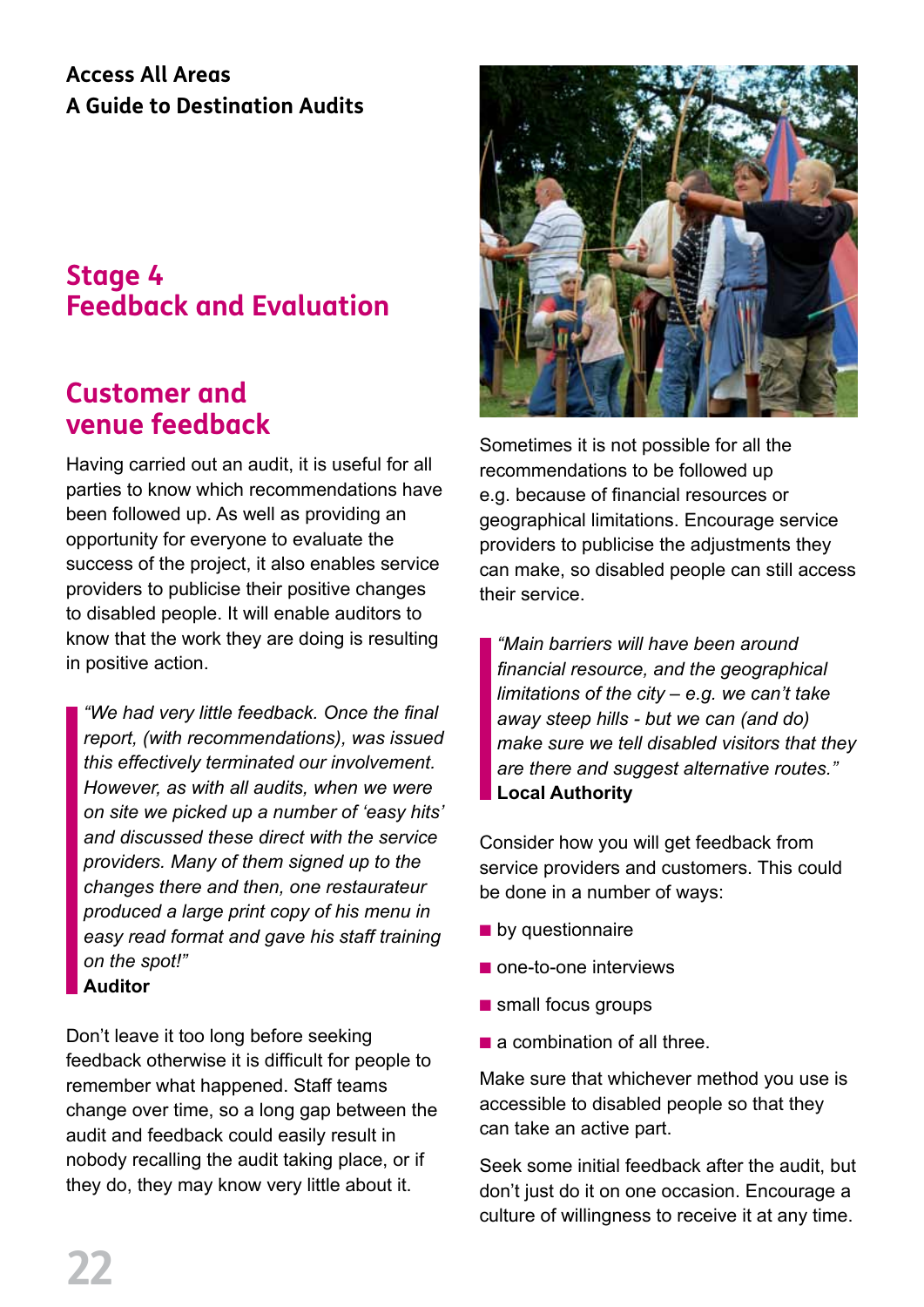## Stage 4
## Feedback and Evaluation

### Customer and venue feedback

Having carried out an audit, it is useful for all parties to know which recommendations have been followed up. As well as providing an opportunity for everyone to evaluate the success of the project, it also enables service providers to publicise their positive changes to disabled people. It will enable auditors to know that the work they are doing is resulting in positive action.

> *"We had very little feedback. Once the final report, (with recommendations), was issued this effectively terminated our involvement. However, as with all audits, when we were on site we picked up a number of 'easy hits' and discussed these direct with the service providers. Many of them signed up to the changes there and then, one restaurateur produced a large print copy of his menu in easy read format and gave his staff training on the spot!"*
> **Auditor**

Don't leave it too long before seeking feedback otherwise it is difficult for people to remember what happened. Staff teams change over time, so a long gap between the audit and feedback could easily result in nobody recalling the audit taking place, or if they do, they may know very little about it.

Sometimes it is not possible for all the recommendations to be followed up e.g. because of financial resources or geographical limitations. Encourage service providers to publicise the adjustments they can make, so disabled people can still access their service.

> *"Main barriers will have been around financial resource, and the geographical limitations of the city – e.g. we can't take away steep hills - but we can (and do) make sure we tell disabled visitors that they are there and suggest alternative routes."*
> **Local Authority**

Consider how you will get feedback from service providers and customers. This could be done in a number of ways:

- by questionnaire
- one-to-one interviews
- small focus groups
- a combination of all three.

Make sure that whichever method you use is accessible to disabled people so that they can take an active part.

Seek some initial feedback after the audit, but don't just do it on one occasion. Encourage a culture of willingness to receive it at any time.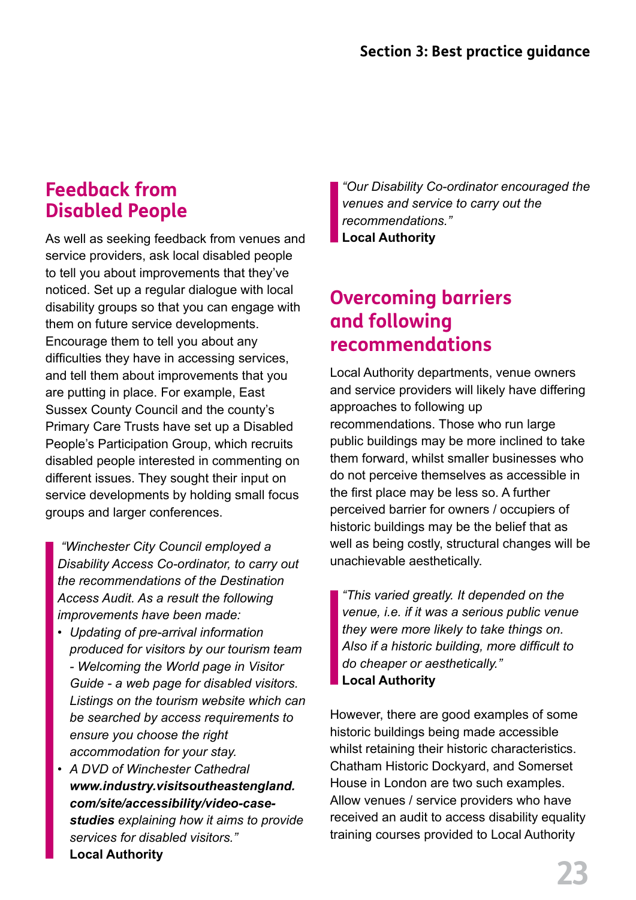## Feedback from Disabled People

As well as seeking feedback from venues and service providers, ask local disabled people to tell you about improvements that they've noticed. Set up a regular dialogue with local disability groups so that you can engage with them on future service developments. Encourage them to tell you about any difficulties they have in accessing services, and tell them about improvements that you are putting in place. For example, East Sussex County Council and the county's Primary Care Trusts have set up a Disabled People's Participation Group, which recruits disabled people interested in commenting on different issues. They sought their input on service developments by holding small focus groups and larger conferences.

> *"Winchester City Council employed a Disability Access Co-ordinator, to carry out the recommendations of the Destination Access Audit. As a result the following improvements have been made:*
>
> - *Updating of pre-arrival information produced for visitors by our tourism team - Welcoming the World page in Visitor Guide - a web page for disabled visitors. Listings on the tourism website which can be searched by access requirements to ensure you choose the right accommodation for your stay.*
> - *A DVD of Winchester Cathedral* ***www.industry.visitsoutheastengland.com/site/accessibility/video-case-studies*** *explaining how it aims to provide services for disabled visitors."*
>
> **Local Authority**

> *"Our Disability Co-ordinator encouraged the venues and service to carry out the recommendations."*
>
> **Local Authority**

## Overcoming barriers and following recommendations

Local Authority departments, venue owners and service providers will likely have differing approaches to following up recommendations. Those who run large public buildings may be more inclined to take them forward, whilst smaller businesses who do not perceive themselves as accessible in the first place may be less so. A further perceived barrier for owners / occupiers of historic buildings may be the belief that as well as being costly, structural changes will be unachievable aesthetically.

> *"This varied greatly. It depended on the venue, i.e. if it was a serious public venue they were more likely to take things on. Also if a historic building, more difficult to do cheaper or aesthetically."*
>
> **Local Authority**

However, there are good examples of some historic buildings being made accessible whilst retaining their historic characteristics. Chatham Historic Dockyard, and Somerset House in London are two such examples. Allow venues / service providers who have received an audit to access disability equality training courses provided to Local Authority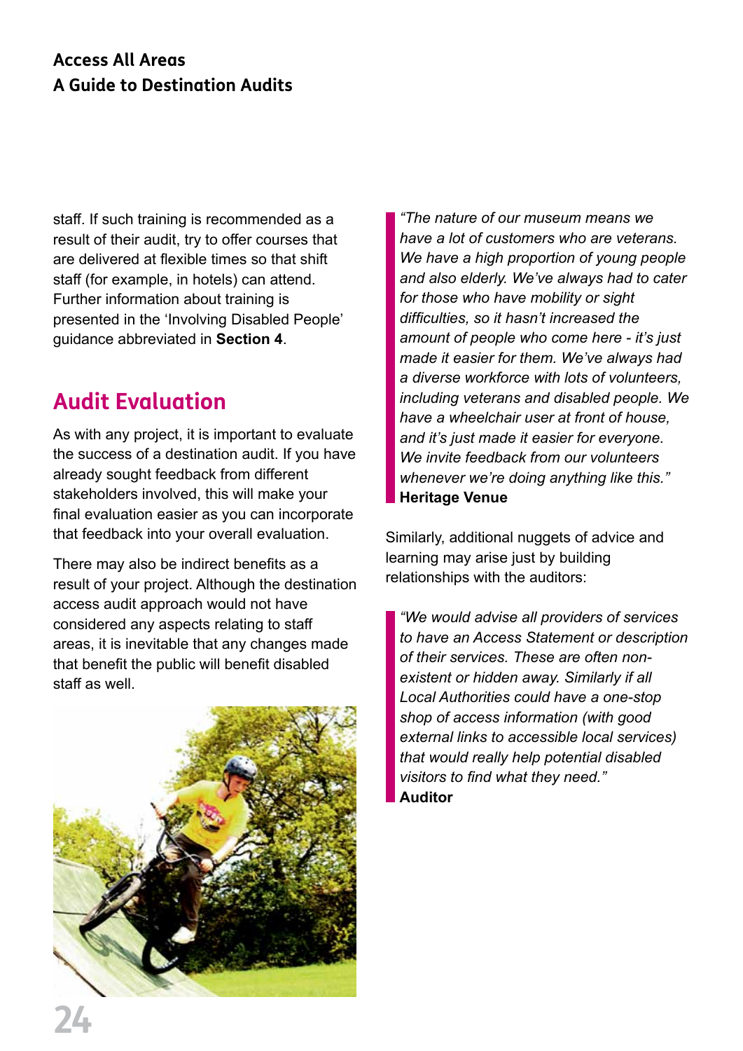staff. If such training is recommended as a result of their audit, try to offer courses that are delivered at flexible times so that shift staff (for example, in hotels) can attend. Further information about training is presented in the 'Involving Disabled People' guidance abbreviated in **Section 4**.

## Audit Evaluation

As with any project, it is important to evaluate the success of a destination audit. If you have already sought feedback from different stakeholders involved, this will make your final evaluation easier as you can incorporate that feedback into your overall evaluation.

There may also be indirect benefits as a result of your project. Although the destination access audit approach would not have considered any aspects relating to staff areas, it is inevitable that any changes made that benefit the public will benefit disabled staff as well.

> *"The nature of our museum means we have a lot of customers who are veterans. We have a high proportion of young people and also elderly. We've always had to cater for those who have mobility or sight difficulties, so it hasn't increased the amount of people who come here - it's just made it easier for them. We've always had a diverse workforce with lots of volunteers, including veterans and disabled people. We have a wheelchair user at front of house, and it's just made it easier for everyone. We invite feedback from our volunteers whenever we're doing anything like this."*
> **Heritage Venue**

Similarly, additional nuggets of advice and learning may arise just by building relationships with the auditors:

> *"We would advise all providers of services to have an Access Statement or description of their services. These are often non-existent or hidden away. Similarly if all Local Authorities could have a one-stop shop of access information (with good external links to accessible local services) that would really help potential disabled visitors to find what they need."*
> **Auditor**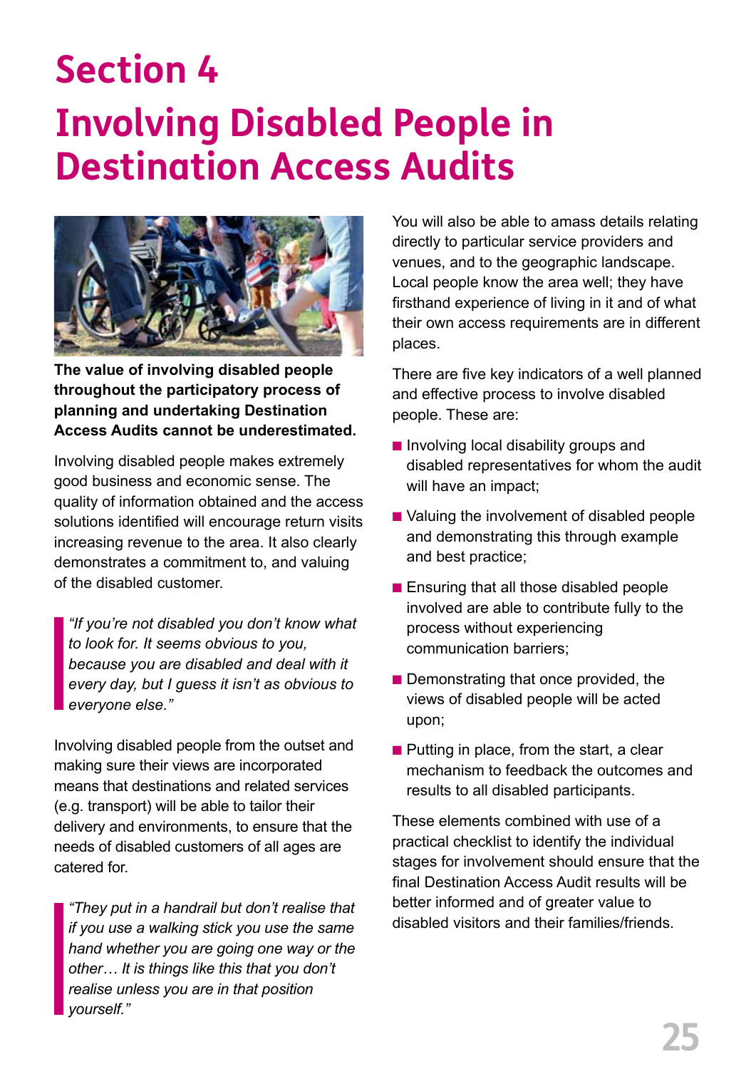# Section 4

# Involving Disabled People in Destination Access Audits

**The value of involving disabled people throughout the participatory process of planning and undertaking Destination Access Audits cannot be underestimated.**

Involving disabled people makes extremely good business and economic sense. The quality of information obtained and the access solutions identified will encourage return visits increasing revenue to the area. It also clearly demonstrates a commitment to, and valuing of the disabled customer.

> *"If you're not disabled you don't know what to look for. It seems obvious to you, because you are disabled and deal with it every day, but I guess it isn't as obvious to everyone else."*

Involving disabled people from the outset and making sure their views are incorporated means that destinations and related services (e.g. transport) will be able to tailor their delivery and environments, to ensure that the needs of disabled customers of all ages are catered for.

> *"They put in a handrail but don't realise that if you use a walking stick you use the same hand whether you are going one way or the other… It is things like this that you don't realise unless you are in that position yourself."*

You will also be able to amass details relating directly to particular service providers and venues, and to the geographic landscape. Local people know the area well; they have firsthand experience of living in it and of what their own access requirements are in different places.

There are five key indicators of a well planned and effective process to involve disabled people. These are:

- Involving local disability groups and disabled representatives for whom the audit will have an impact;
- Valuing the involvement of disabled people and demonstrating this through example and best practice;
- Ensuring that all those disabled people involved are able to contribute fully to the process without experiencing communication barriers;
- Demonstrating that once provided, the views of disabled people will be acted upon;
- Putting in place, from the start, a clear mechanism to feedback the outcomes and results to all disabled participants.

These elements combined with use of a practical checklist to identify the individual stages for involvement should ensure that the final Destination Access Audit results will be better informed and of greater value to disabled visitors and their families/friends.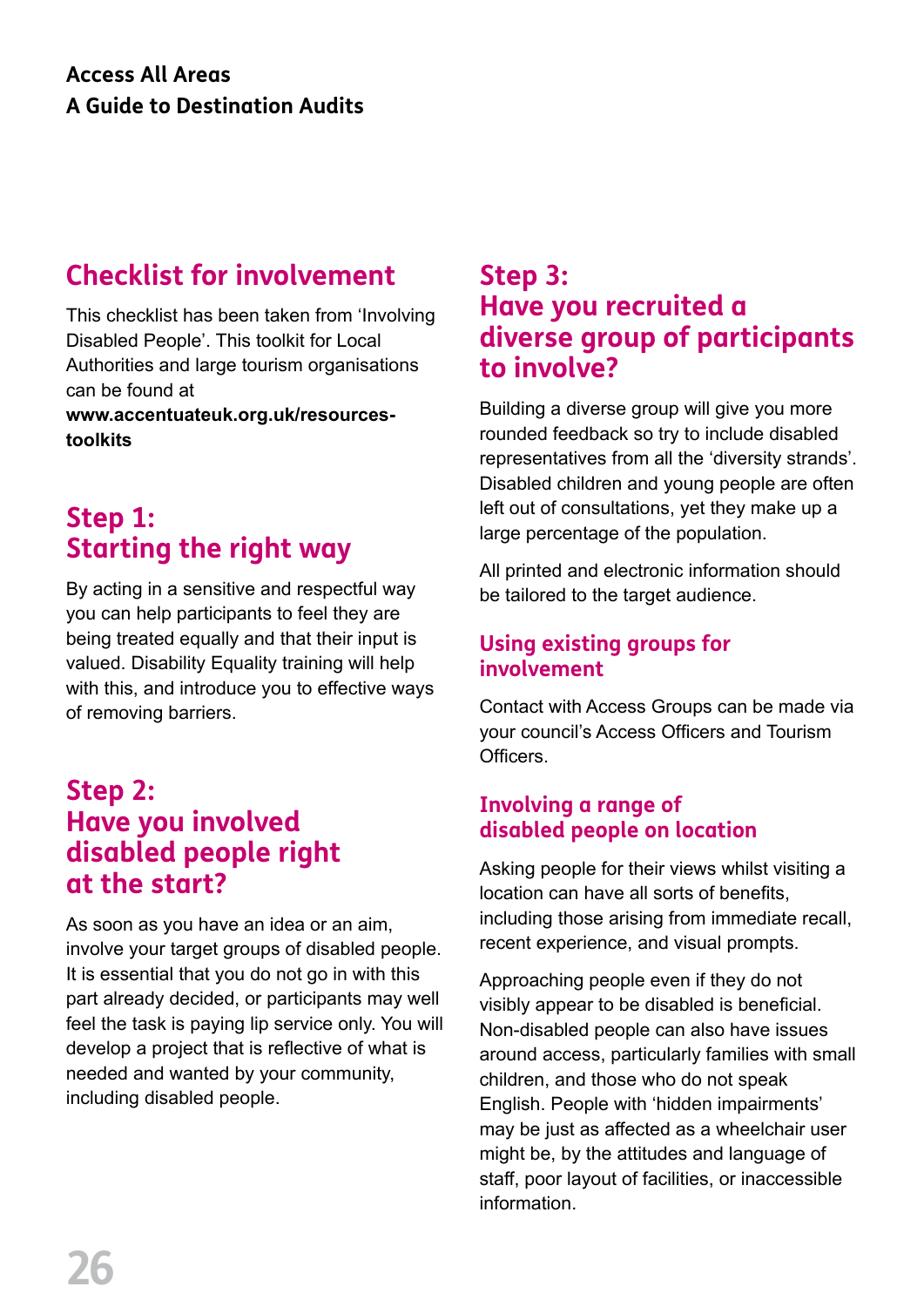## Checklist for involvement

This checklist has been taken from 'Involving Disabled People'. This toolkit for Local Authorities and large tourism organisations can be found at **www.accentuateuk.org.uk/resources-toolkits**

## Step 1: Starting the right way

By acting in a sensitive and respectful way you can help participants to feel they are being treated equally and that their input is valued. Disability Equality training will help with this, and introduce you to effective ways of removing barriers.

## Step 2: Have you involved disabled people right at the start?

As soon as you have an idea or an aim, involve your target groups of disabled people. It is essential that you do not go in with this part already decided, or participants may well feel the task is paying lip service only. You will develop a project that is reflective of what is needed and wanted by your community, including disabled people.

## Step 3: Have you recruited a diverse group of participants to involve?

Building a diverse group will give you more rounded feedback so try to include disabled representatives from all the 'diversity strands'. Disabled children and young people are often left out of consultations, yet they make up a large percentage of the population.

All printed and electronic information should be tailored to the target audience.

### Using existing groups for involvement

Contact with Access Groups can be made via your council's Access Officers and Tourism Officers.

### Involving a range of disabled people on location

Asking people for their views whilst visiting a location can have all sorts of benefits, including those arising from immediate recall, recent experience, and visual prompts.

Approaching people even if they do not visibly appear to be disabled is beneficial. Non-disabled people can also have issues around access, particularly families with small children, and those who do not speak English. People with 'hidden impairments' may be just as affected as a wheelchair user might be, by the attitudes and language of staff, poor layout of facilities, or inaccessible information.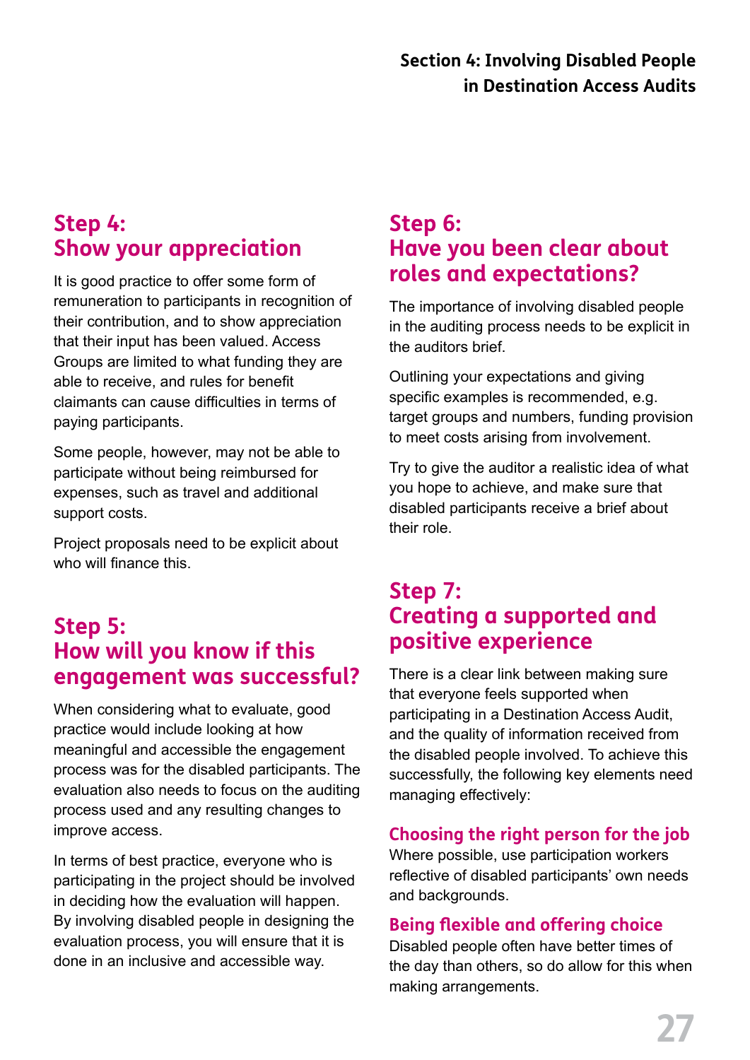## Step 4: Show your appreciation

It is good practice to offer some form of remuneration to participants in recognition of their contribution, and to show appreciation that their input has been valued. Access Groups are limited to what funding they are able to receive, and rules for benefit claimants can cause difficulties in terms of paying participants.

Some people, however, may not be able to participate without being reimbursed for expenses, such as travel and additional support costs.

Project proposals need to be explicit about who will finance this.

## Step 5: How will you know if this engagement was successful?

When considering what to evaluate, good practice would include looking at how meaningful and accessible the engagement process was for the disabled participants. The evaluation also needs to focus on the auditing process used and any resulting changes to improve access.

In terms of best practice, everyone who is participating in the project should be involved in deciding how the evaluation will happen. By involving disabled people in designing the evaluation process, you will ensure that it is done in an inclusive and accessible way.

## Step 6: Have you been clear about roles and expectations?

The importance of involving disabled people in the auditing process needs to be explicit in the auditors brief.

Outlining your expectations and giving specific examples is recommended, e.g. target groups and numbers, funding provision to meet costs arising from involvement.

Try to give the auditor a realistic idea of what you hope to achieve, and make sure that disabled participants receive a brief about their role.

## Step 7: Creating a supported and positive experience

There is a clear link between making sure that everyone feels supported when participating in a Destination Access Audit, and the quality of information received from the disabled people involved. To achieve this successfully, the following key elements need managing effectively:

### Choosing the right person for the job

Where possible, use participation workers reflective of disabled participants' own needs and backgrounds.

### Being flexible and offering choice

Disabled people often have better times of the day than others, so do allow for this when making arrangements.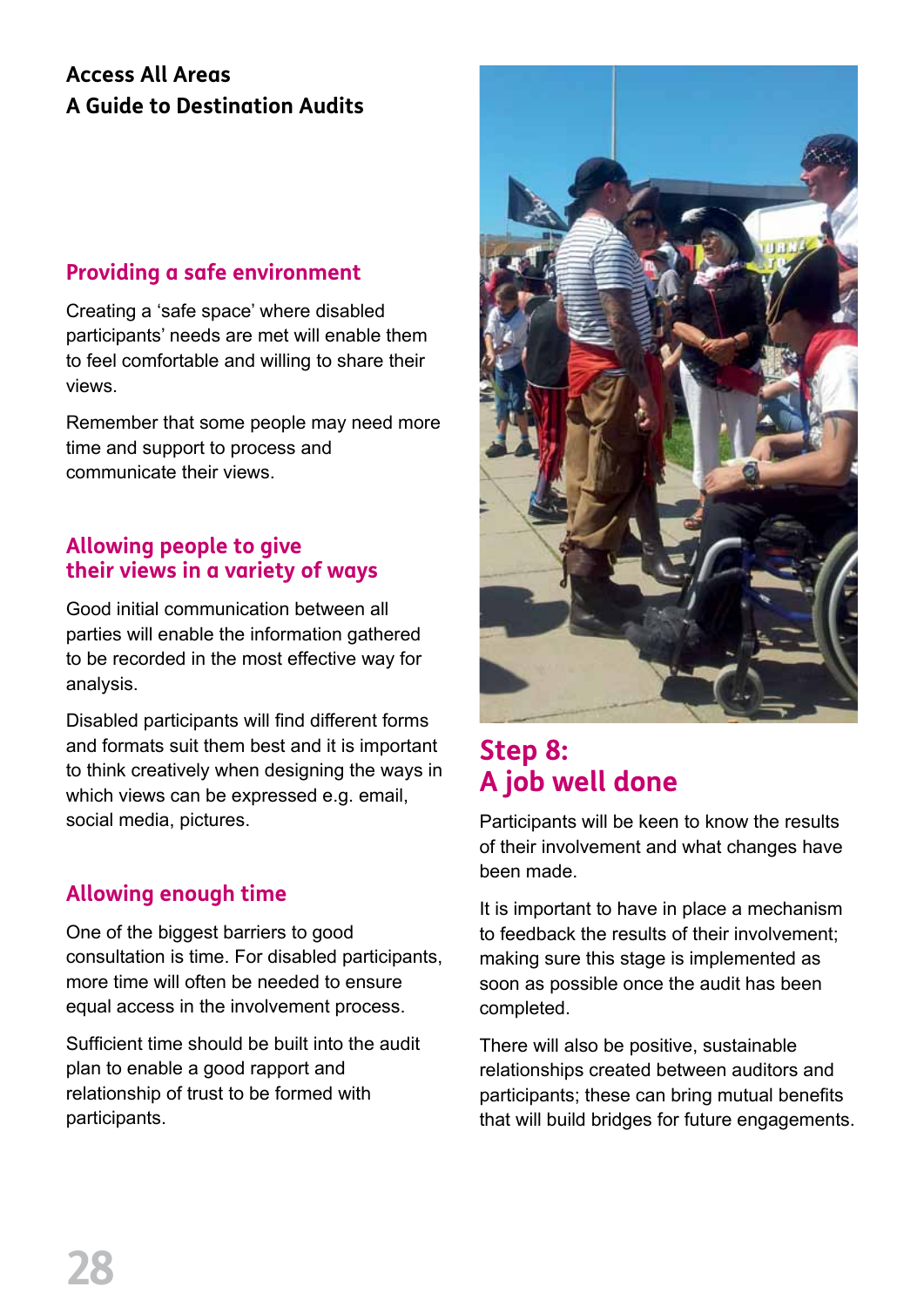### Providing a safe environment

Creating a 'safe space' where disabled participants' needs are met will enable them to feel comfortable and willing to share their views.

Remember that some people may need more time and support to process and communicate their views.

### Allowing people to give their views in a variety of ways

Good initial communication between all parties will enable the information gathered to be recorded in the most effective way for analysis.

Disabled participants will find different forms and formats suit them best and it is important to think creatively when designing the ways in which views can be expressed e.g. email, social media, pictures.

### Allowing enough time

One of the biggest barriers to good consultation is time. For disabled participants, more time will often be needed to ensure equal access in the involvement process.

Sufficient time should be built into the audit plan to enable a good rapport and relationship of trust to be formed with participants.

## Step 8: A job well done

Participants will be keen to know the results of their involvement and what changes have been made.

It is important to have in place a mechanism to feedback the results of their involvement; making sure this stage is implemented as soon as possible once the audit has been completed.

There will also be positive, sustainable relationships created between auditors and participants; these can bring mutual benefits that will build bridges for future engagements.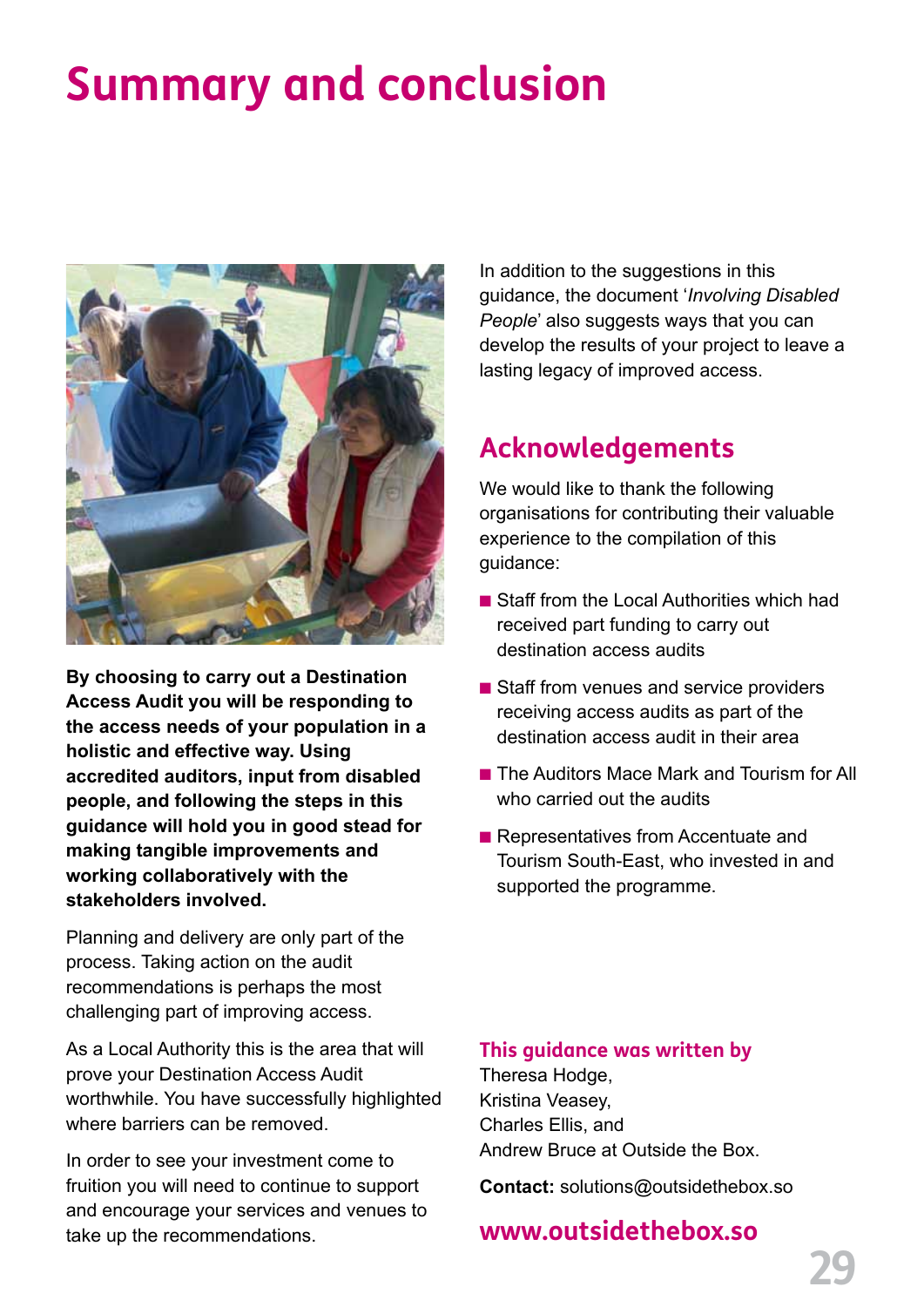# Summary and conclusion

**By choosing to carry out a Destination Access Audit you will be responding to the access needs of your population in a holistic and effective way. Using accredited auditors, input from disabled people, and following the steps in this guidance will hold you in good stead for making tangible improvements and working collaboratively with the stakeholders involved.**

Planning and delivery are only part of the process. Taking action on the audit recommendations is perhaps the most challenging part of improving access.

As a Local Authority this is the area that will prove your Destination Access Audit worthwhile. You have successfully highlighted where barriers can be removed.

In order to see your investment come to fruition you will need to continue to support and encourage your services and venues to take up the recommendations.

In addition to the suggestions in this guidance, the document '*Involving Disabled People*' also suggests ways that you can develop the results of your project to leave a lasting legacy of improved access.

## Acknowledgements

We would like to thank the following organisations for contributing their valuable experience to the compilation of this guidance:

- Staff from the Local Authorities which had received part funding to carry out destination access audits
- Staff from venues and service providers receiving access audits as part of the destination access audit in their area
- The Auditors Mace Mark and Tourism for All who carried out the audits
- Representatives from Accentuate and Tourism South-East, who invested in and supported the programme.

### This guidance was written by

Theresa Hodge,
Kristina Veasey,
Charles Ellis, and
Andrew Bruce at Outside the Box.

**Contact:** solutions@outsidethebox.so

**www.outsidethebox.so**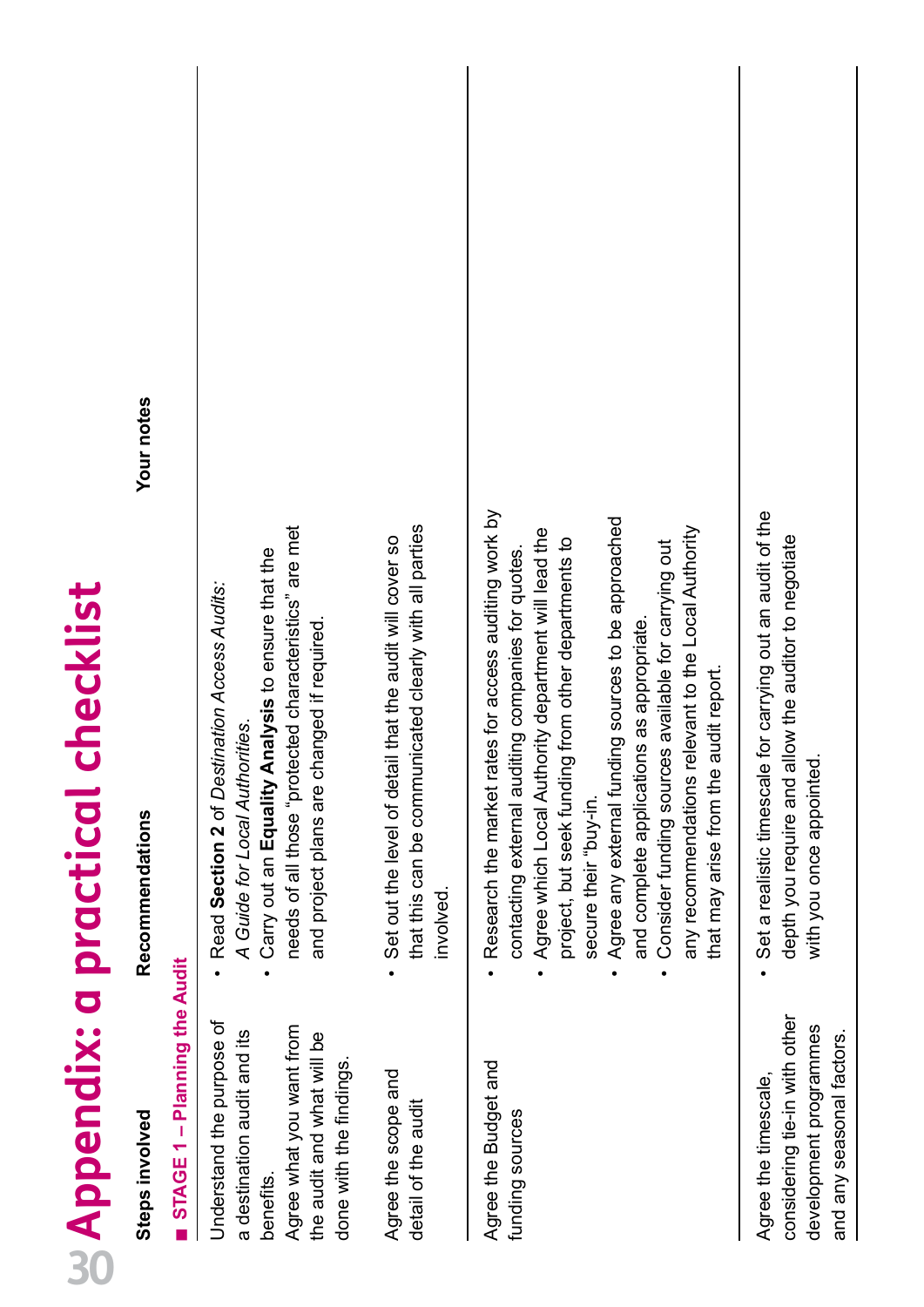# Appendix: a practical checklist

| Steps involved | Recommendations | Your notes |
|---|---|---|
| **STAGE 1 – Planning the Audit** | | |
| Understand the purpose of a destination audit and its benefits. Agree what you want from the audit and what will be done with the findings. | • Read **Section 2** of *Destination Access Audits: A Guide for Local Authorities.*<br>• Carry out an **Equality Analysis** to ensure that the needs of all those "protected characteristics" are met and project plans are changed if required. | |
| Agree the scope and detail of the audit | • Set out the level of detail that the audit will cover so that this can be communicated clearly with all parties involved. | |
| Agree the Budget and funding sources | • Research the market rates for access auditing work by contacting external auditing companies for quotes.<br>• Agree which Local Authority department will lead the project, but seek funding from other departments to secure their "buy-in.<br>• Agree any external funding sources to be approached and complete applications as appropriate.<br>• Consider funding sources available for carrying out any recommendations relevant to the Local Authority that may arise from the audit report. | |
| Agree the timescale, considering tie-in with other development programmes and any seasonal factors. | • Set a realistic timescale for carrying out an audit of the depth you require and allow the auditor to negotiate with you once appointed. | |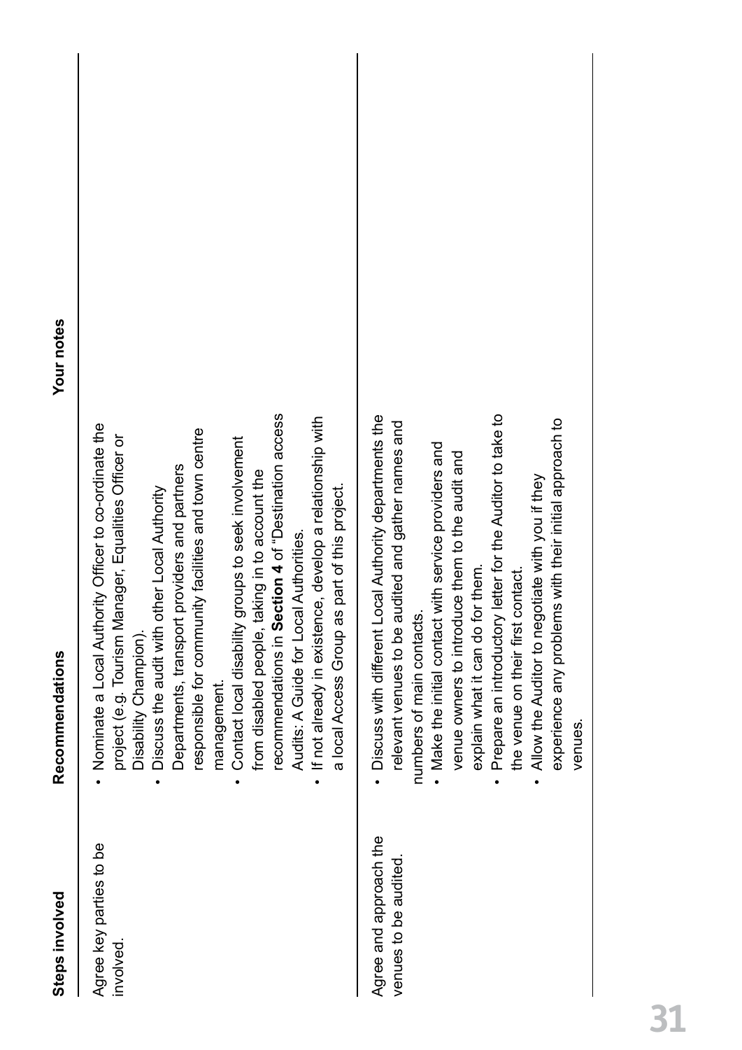| Steps involved | Recommendations | Your notes |
|---|---|---|
| Agree key parties to be involved. | • Nominate a Local Authority Officer to co-ordinate the project (e.g. Tourism Manager, Equalities Officer or Disability Champion).<br>• Discuss the audit with other Local Authority Departments, transport providers and partners responsible for community facilities and town centre management.<br>• Contact local disability groups to seek involvement from disabled people, taking in to account the recommendations in **Section 4** of "Destination access Audits: A Guide for Local Authorities.<br>• If not already in existence, develop a relationship with a local Access Group as part of this project. | |
| Agree and approach the venues to be audited. | • Discuss with different Local Authority departments the relevant venues to be audited and gather names and numbers of main contacts.<br>• Make the initial contact with service providers and venue owners to introduce them to the audit and explain what it can do for them.<br>• Prepare an introductory letter for the Auditor to take to the venue on their first contact.<br>• Allow the Auditor to negotiate with you if they experience any problems with their initial approach to venues. | |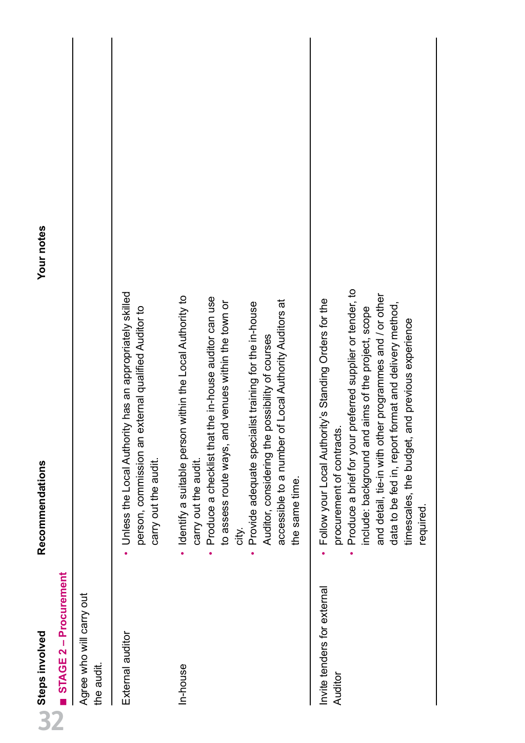| Steps involved | Recommendations | Your notes |
|---|---|---|
| **STAGE 2 – Procurement** | | |
| Agree who will carry out the audit. | | |
| External auditor | • Unless the Local Authority has an appropriately skilled person, commission an external qualified Auditor to carry out the audit. | |
| In-house | • Identify a suitable person within the Local Authority to carry out the audit.<br>• Produce a checklist that the in-house auditor can use to assess route ways, and venues within the town or city.<br>• Provide adequate specialist training for the in-house Auditor, considering the possibility of courses accessible to a number of Local Authority Auditors at the same time. | |
| Invite tenders for external Auditor | • Follow your Local Authority's Standing Orders for the procurement of contracts.<br>• Produce a brief for your preferred supplier or tender, to include: background and aims of the project, scope and detail, tie-in with other programmes and / or other data to be fed in, report format and delivery method, timescales, the budget, and previous experience required. | |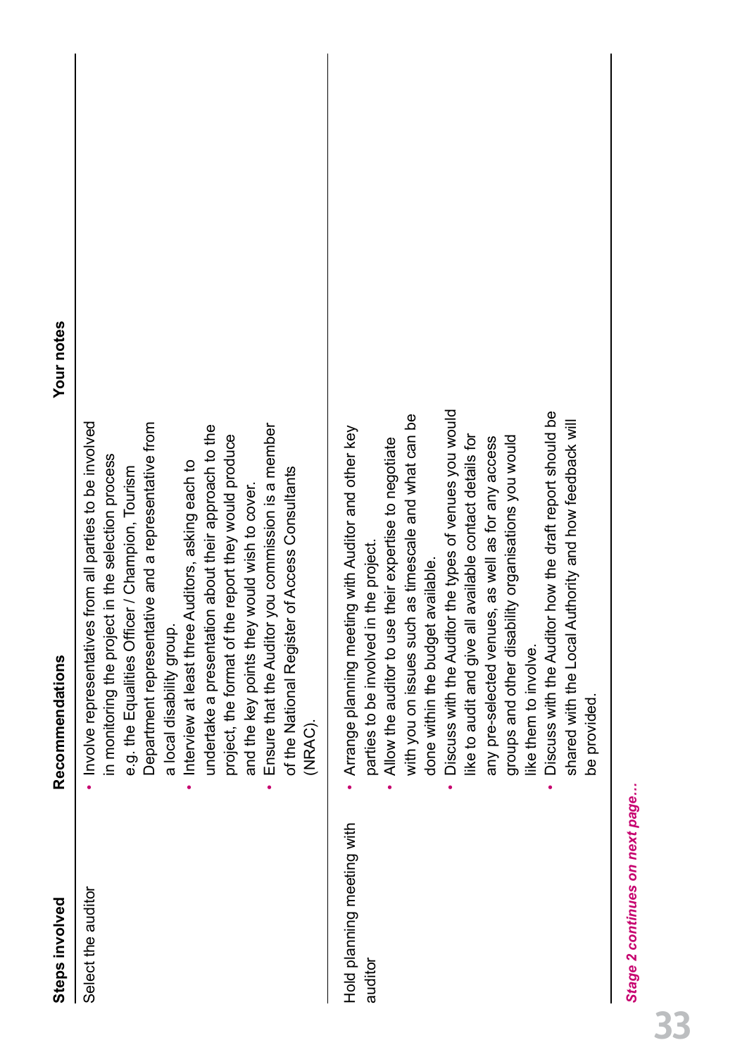| Steps involved | Recommendations | Your notes |
|---|---|---|
| Select the auditor | • Involve representatives from all parties to be involved in monitoring the project in the selection process e.g. the Equalities Officer / Champion, Tourism Department representative and a representative from a local disability group.<br>• Interview at least three Auditors, asking each to undertake a presentation about their approach to the project, the format of the report they would produce and the key points they would wish to cover.<br>• Ensure that the Auditor you commission is a member of the National Register of Access Consultants (NRAC). | |
| Hold planning meeting with auditor | • Arrange planning meeting with Auditor and other key parties to be involved in the project.<br>• Allow the auditor to use their expertise to negotiate with you on issues such as timescale and what can be done within the budget available.<br>• Discuss with the Auditor the types of venues you would like to audit and give all available contact details for any pre-selected venues, as well as for any access groups and other disability organisations you would like them to involve.<br>• Discuss with the Auditor how the draft report should be shared with the Local Authority and how feedback will be provided. | |

***Stage 2 continues on next page…***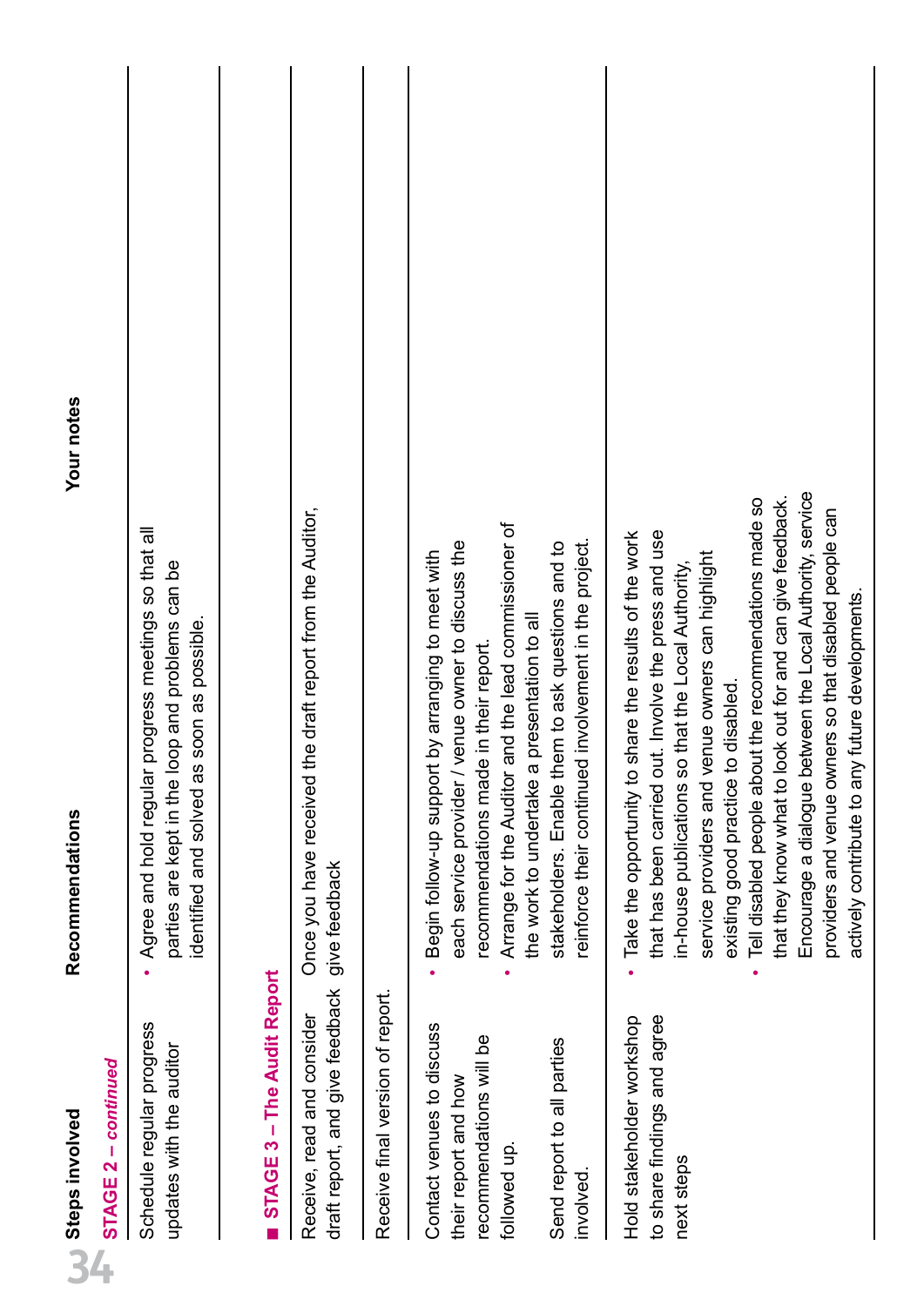| Steps involved | Recommendations | Your notes |
|---|---|---|
| ***STAGE 2 – continued*** | | |
| Schedule regular progress updates with the auditor | • Agree and hold regular progress meetings so that all parties are kept in the loop and problems can be identified and solved as soon as possible. | |
| **■ STAGE 3 – The Audit Report** | | |
| Receive, read and consider draft report, and give feedback | Once you have received the draft report from the Auditor, give feedback | |
| Receive final version of report. | | |
| Contact venues to discuss their report and how recommendations will be followed up.<br><br>Send report to all parties involved. | • Begin follow-up support by arranging to meet with each service provider / venue owner to discuss the recommendations made in their report.<br>• Arrange for the Auditor and the lead commissioner of the work to undertake a presentation to all stakeholders. Enable them to ask questions and to reinforce their continued involvement in the project. | |
| Hold stakeholder workshop to share findings and agree next steps | • Take the opportunity to share the results of the work that has been carried out. Involve the press and use in-house publications so that the Local Authority, service providers and venue owners can highlight existing good practice to disabled.<br>• Tell disabled people about the recommendations made so that they know what to look out for and can give feedback. Encourage a dialogue between the Local Authority, service providers and venue owners so that disabled people can actively contribute to any future developments. | |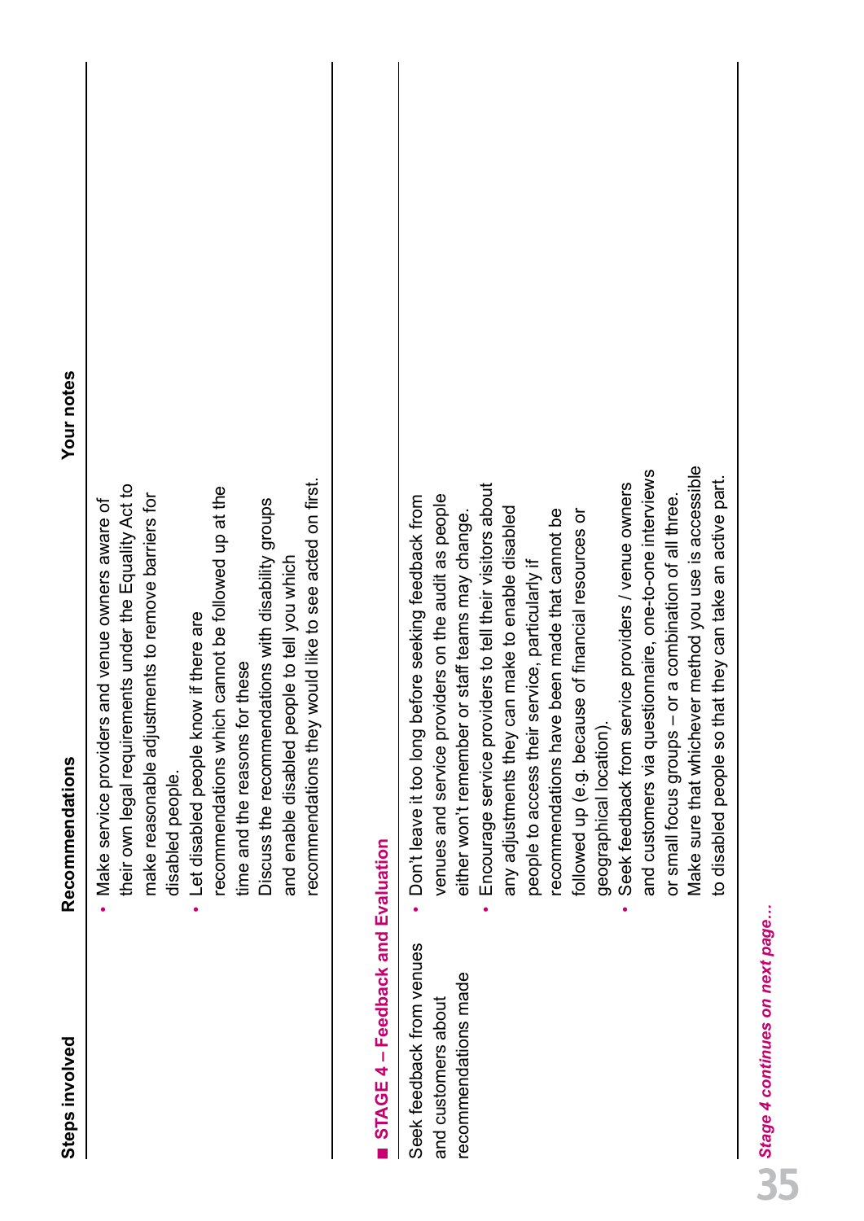| Steps involved | Recommendations | Your notes |
|---|---|---|
| | • Make service providers and venue owners aware of their own legal requirements under the Equality Act to make reasonable adjustments to remove barriers for disabled people.<br>• Let disabled people know if there are recommendations which cannot be followed up at the time and the reasons for these<br>Discuss the recommendations with disability groups and enable disabled people to tell you which recommendations they would like to see acted on first. | |

■ **STAGE 4 – Feedback and Evaluation**

| Steps involved | Recommendations | Your notes |
|---|---|---|
| Seek feedback from venues and customers about recommendations made | • Don't leave it too long before seeking feedback from venues and service providers on the audit as people either won't remember or staff teams may change.<br>• Encourage service providers to tell their visitors about any adjustments they can make to enable disabled people to access their service, particularly if recommendations have been made that cannot be followed up (e.g. because of financial resources or geographical location).<br>• Seek feedback from service providers / venue owners and customers via questionnaire, one-to-one interviews or small focus groups – or a combination of all three. Make sure that whichever method you use is accessible to disabled people so that they can take an active part. | |

*Stage 4 continues on next page…*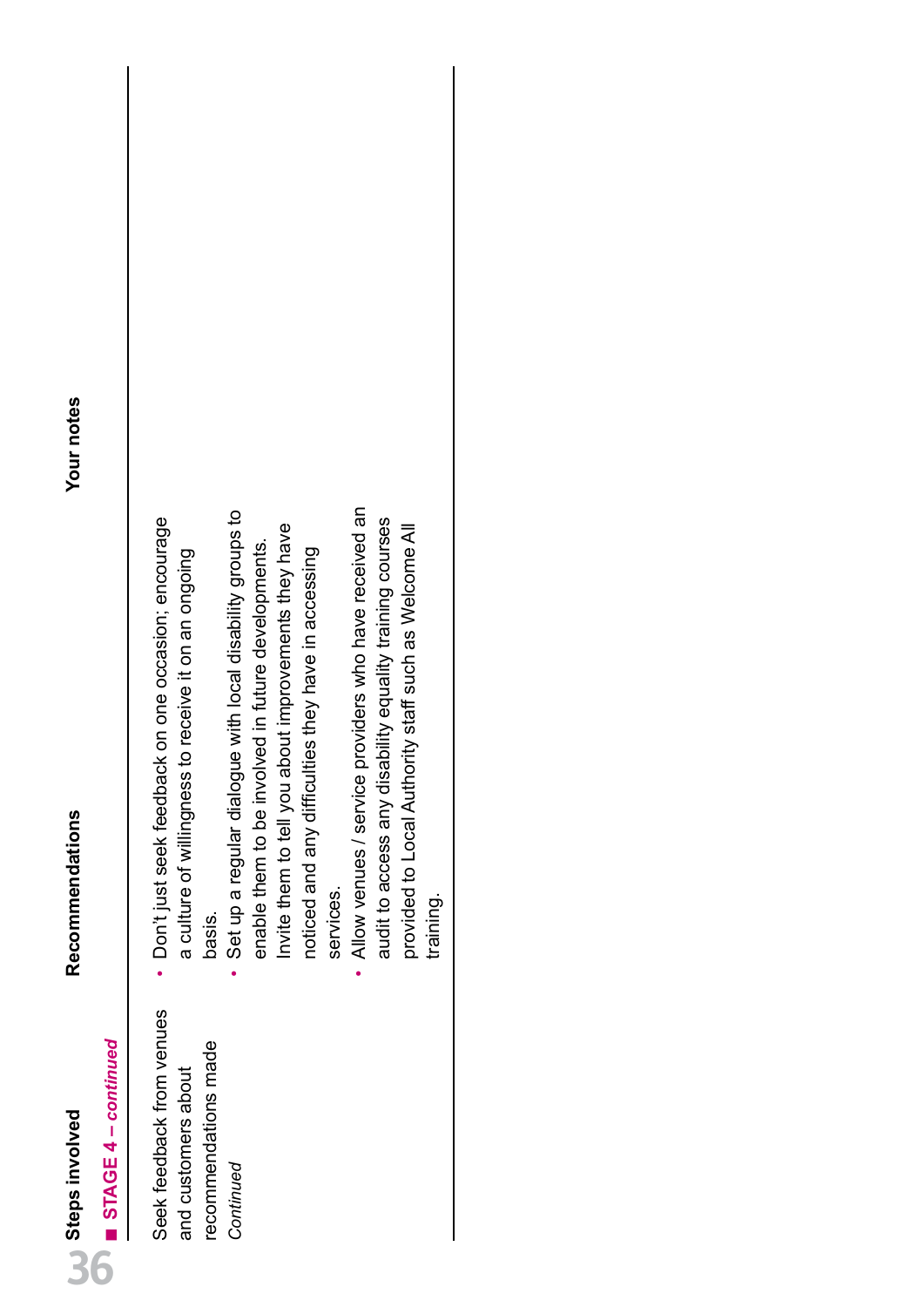| Steps involved | Recommendations | Your notes |
|---|---|---|
| **STAGE 4 – *continued*** | | |
| Seek feedback from venues and customers about recommendations made *Continued* | • Don't just seek feedback on one occasion; encourage a culture of willingness to receive it on an ongoing basis.<br>• Set up a regular dialogue with local disability groups to enable them to be involved in future developments. Invite them to tell you about improvements they have noticed and any difficulties they have in accessing services.<br>• Allow venues / service providers who have received an audit to access any disability equality training courses provided to Local Authority staff such as Welcome All training. | |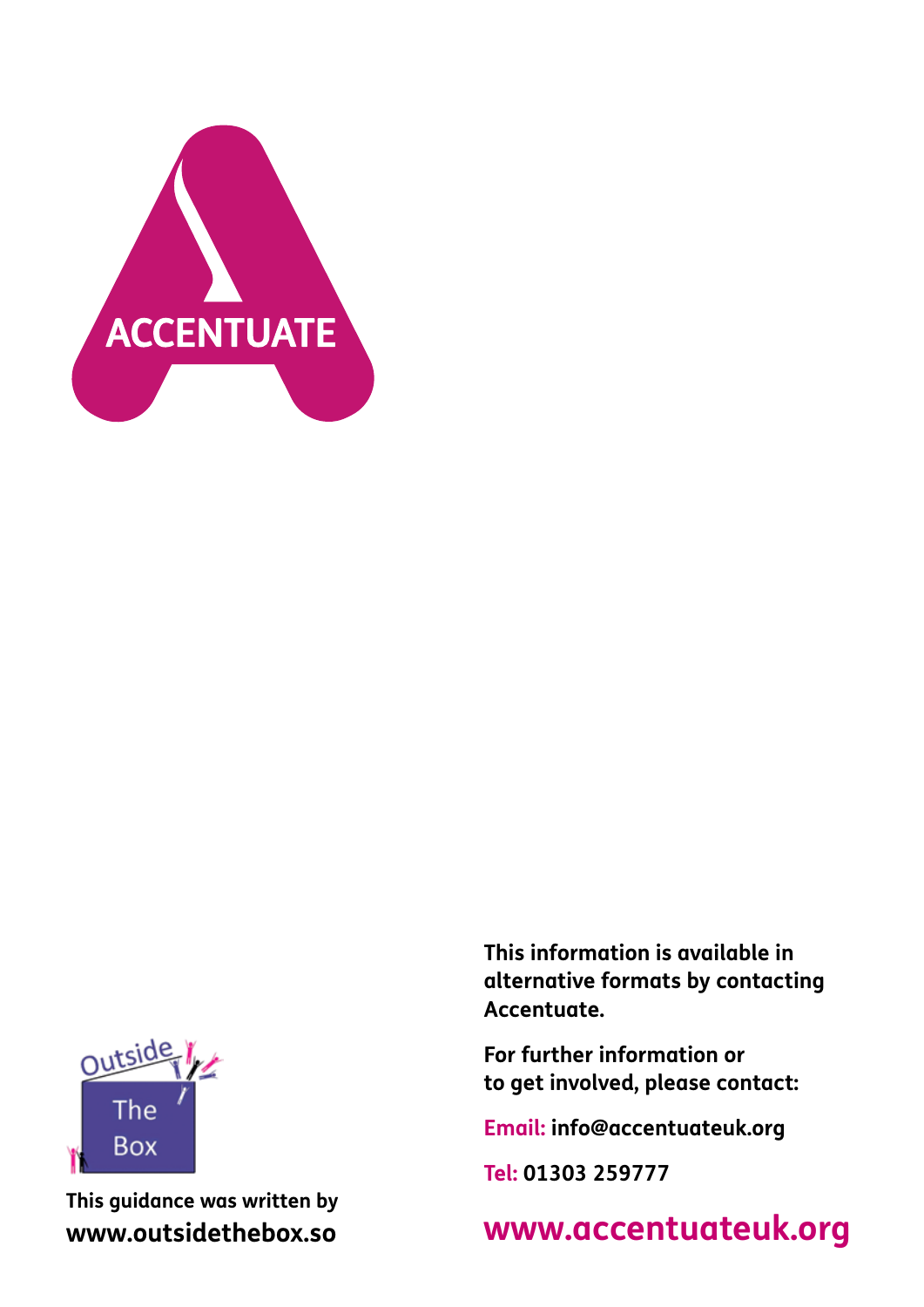ACCENTUATE

Outside The Box

This guidance was written by
**www.outsidethebox.so**

**This information is available in alternative formats by contacting Accentuate.**

**For further information or to get involved, please contact:**

**Email: info@accentuateuk.org**

**Tel: 01303 259777**

**www.accentuateuk.org**